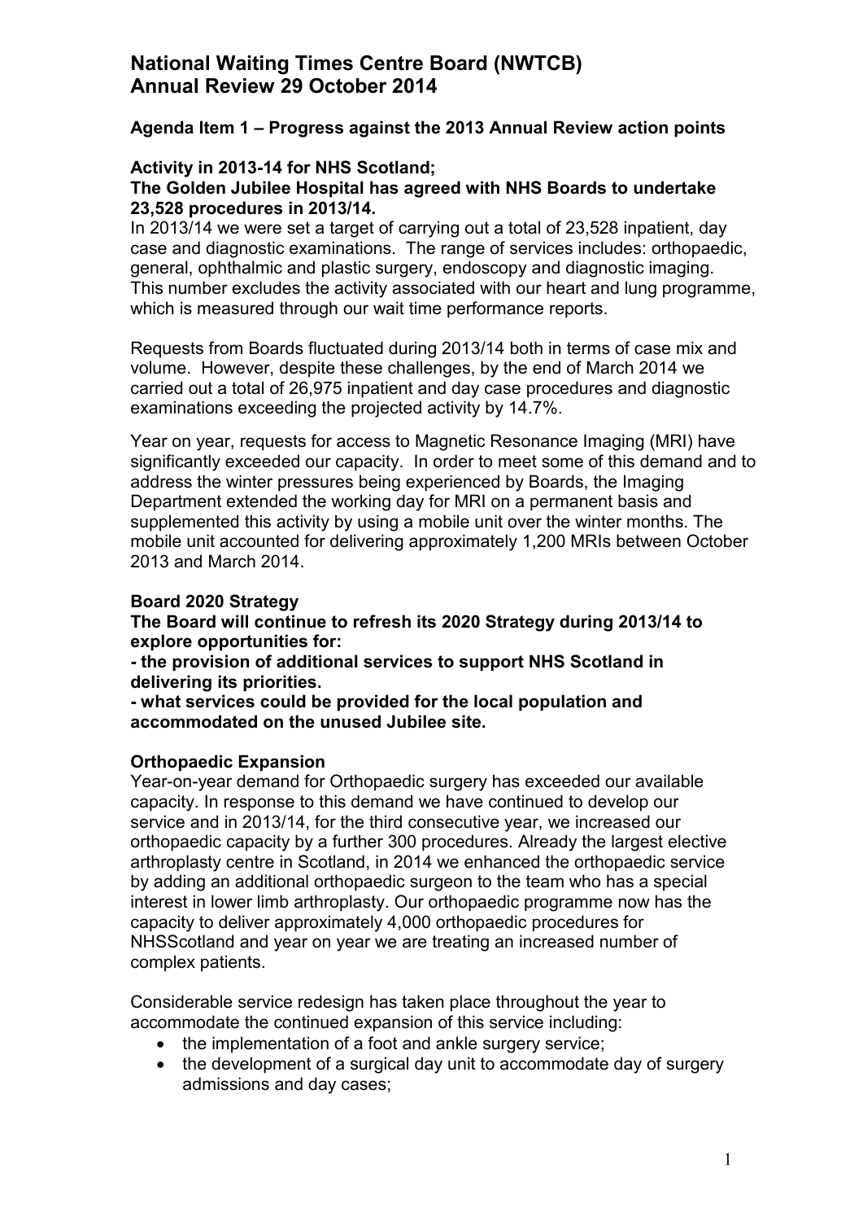# National Waiting Times Centre Board (NWTCB)
# Annual Review 29 October 2014

### Agenda Item 1 – Progress against the 2013 Annual Review action points

**Activity in 2013-14 for NHS Scotland;**
**The Golden Jubilee Hospital has agreed with NHS Boards to undertake 23,528 procedures in 2013/14.**

In 2013/14 we were set a target of carrying out a total of 23,528 inpatient, day case and diagnostic examinations. The range of services includes: orthopaedic, general, ophthalmic and plastic surgery, endoscopy and diagnostic imaging. This number excludes the activity associated with our heart and lung programme, which is measured through our wait time performance reports.

Requests from Boards fluctuated during 2013/14 both in terms of case mix and volume. However, despite these challenges, by the end of March 2014 we carried out a total of 26,975 inpatient and day case procedures and diagnostic examinations exceeding the projected activity by 14.7%.

Year on year, requests for access to Magnetic Resonance Imaging (MRI) have significantly exceeded our capacity. In order to meet some of this demand and to address the winter pressures being experienced by Boards, the Imaging Department extended the working day for MRI on a permanent basis and supplemented this activity by using a mobile unit over the winter months. The mobile unit accounted for delivering approximately 1,200 MRIs between October 2013 and March 2014.

**Board 2020 Strategy**
**The Board will continue to refresh its 2020 Strategy during 2013/14 to explore opportunities for:**
**- the provision of additional services to support NHS Scotland in delivering its priorities.**
**- what services could be provided for the local population and accommodated on the unused Jubilee site.**

**Orthopaedic Expansion**

Year-on-year demand for Orthopaedic surgery has exceeded our available capacity. In response to this demand we have continued to develop our service and in 2013/14, for the third consecutive year, we increased our orthopaedic capacity by a further 300 procedures. Already the largest elective arthroplasty centre in Scotland, in 2014 we enhanced the orthopaedic service by adding an additional orthopaedic surgeon to the team who has a special interest in lower limb arthroplasty. Our orthopaedic programme now has the capacity to deliver approximately 4,000 orthopaedic procedures for NHSScotland and year on year we are treating an increased number of complex patients.

Considerable service redesign has taken place throughout the year to accommodate the continued expansion of this service including:

- the implementation of a foot and ankle surgery service;
- the development of a surgical day unit to accommodate day of surgery admissions and day cases;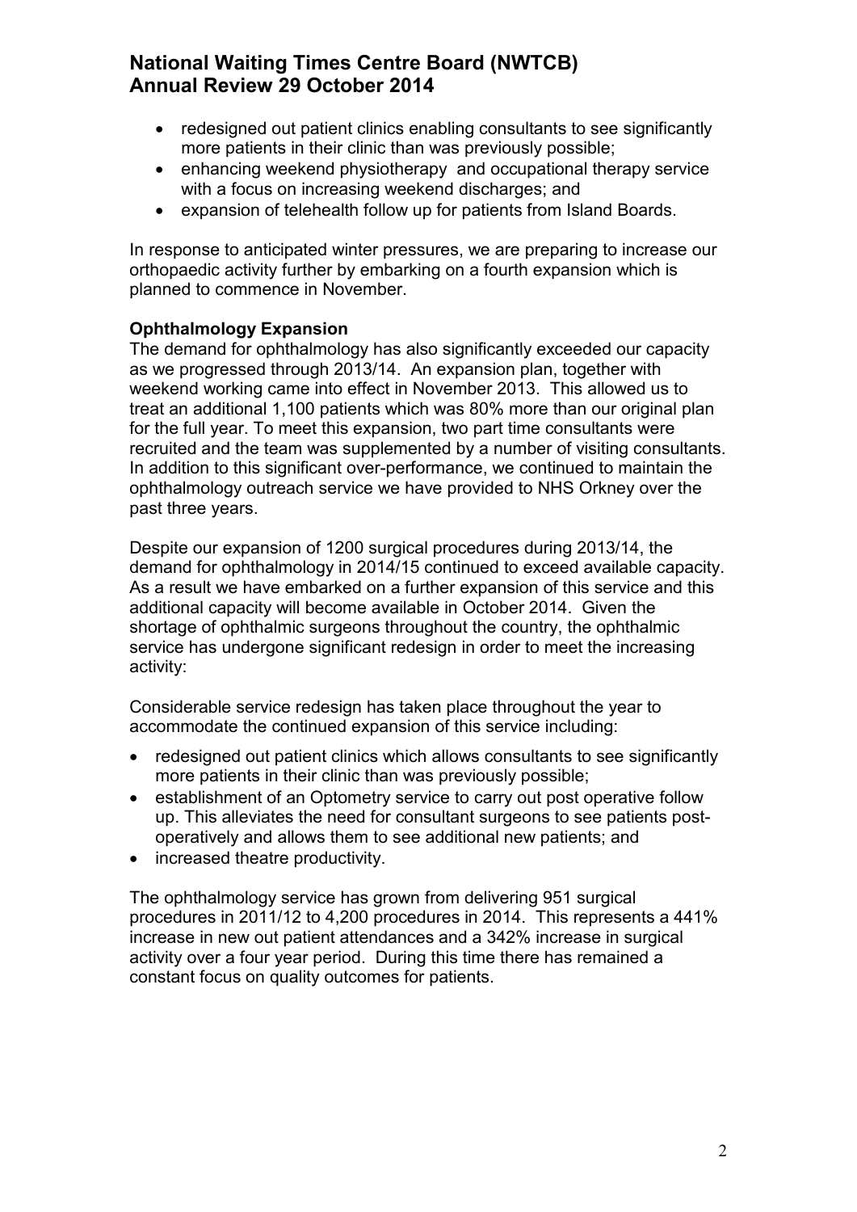- redesigned out patient clinics enabling consultants to see significantly more patients in their clinic than was previously possible;
- enhancing weekend physiotherapy and occupational therapy service with a focus on increasing weekend discharges; and
- expansion of telehealth follow up for patients from Island Boards.

In response to anticipated winter pressures, we are preparing to increase our orthopaedic activity further by embarking on a fourth expansion which is planned to commence in November.

**Ophthalmology Expansion**

The demand for ophthalmology has also significantly exceeded our capacity as we progressed through 2013/14. An expansion plan, together with weekend working came into effect in November 2013. This allowed us to treat an additional 1,100 patients which was 80% more than our original plan for the full year. To meet this expansion, two part time consultants were recruited and the team was supplemented by a number of visiting consultants. In addition to this significant over-performance, we continued to maintain the ophthalmology outreach service we have provided to NHS Orkney over the past three years.

Despite our expansion of 1200 surgical procedures during 2013/14, the demand for ophthalmology in 2014/15 continued to exceed available capacity. As a result we have embarked on a further expansion of this service and this additional capacity will become available in October 2014. Given the shortage of ophthalmic surgeons throughout the country, the ophthalmic service has undergone significant redesign in order to meet the increasing activity:

Considerable service redesign has taken place throughout the year to accommodate the continued expansion of this service including:

- redesigned out patient clinics which allows consultants to see significantly more patients in their clinic than was previously possible;
- establishment of an Optometry service to carry out post operative follow up. This alleviates the need for consultant surgeons to see patients post-operatively and allows them to see additional new patients; and
- increased theatre productivity.

The ophthalmology service has grown from delivering 951 surgical procedures in 2011/12 to 4,200 procedures in 2014. This represents a 441% increase in new out patient attendances and a 342% increase in surgical activity over a four year period. During this time there has remained a constant focus on quality outcomes for patients.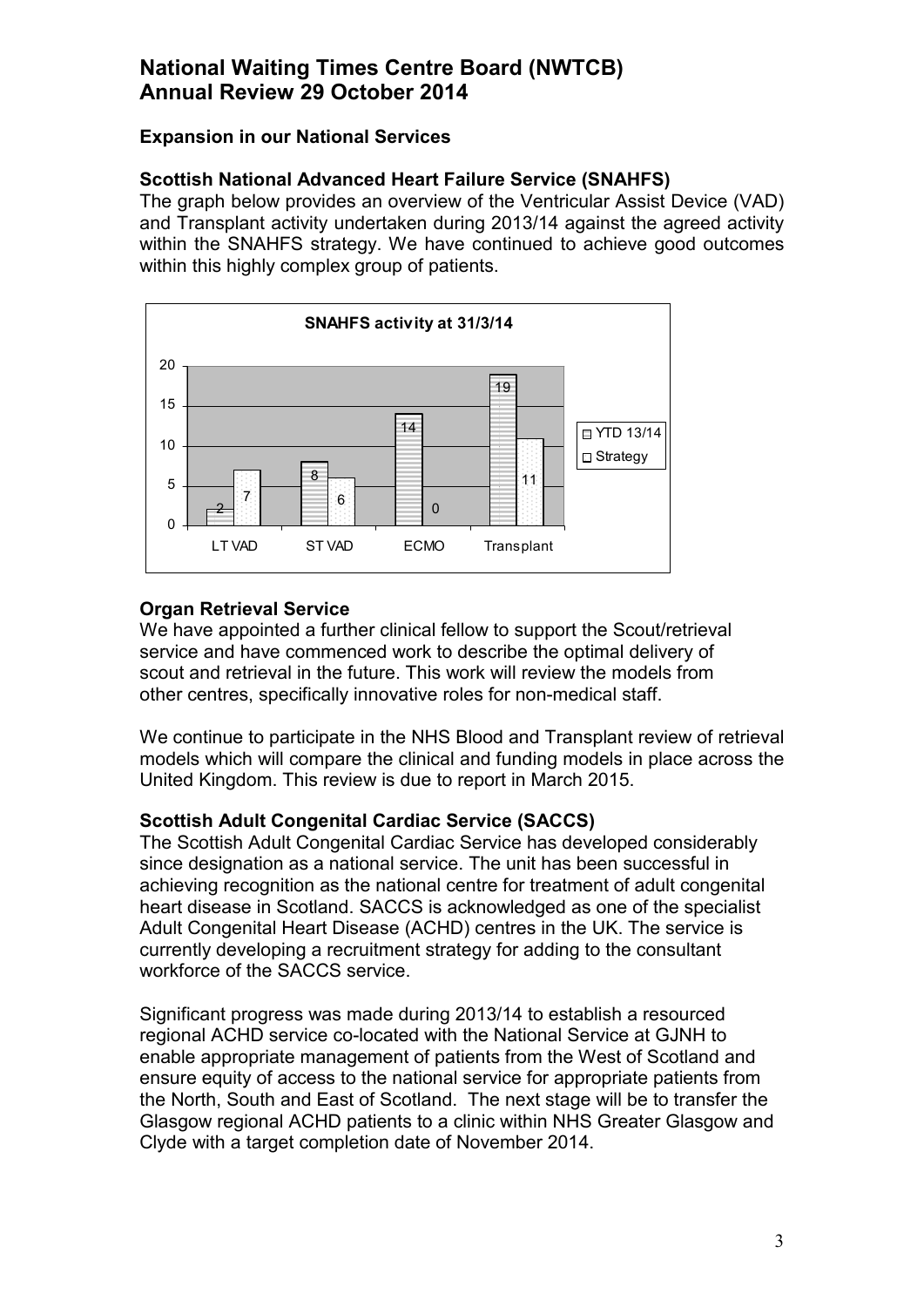## Expansion in our National Services

### Scottish National Advanced Heart Failure Service (SNAHFS)

The graph below provides an overview of the Ventricular Assist Device (VAD) and Transplant activity undertaken during 2013/14 against the agreed activity within the SNAHFS strategy. We have continued to achieve good outcomes within this highly complex group of patients.

**SNAHFS activity at 31/3/14**

| | LT VAD | ST VAD | ECMO | Transplant |
|---|---|---|---|---|
| YTD 13/14 | 2 | 8 | 14 | 19 |
| Strategy | 7 | 6 | 0 | 11 |

### Organ Retrieval Service

We have appointed a further clinical fellow to support the Scout/retrieval service and have commenced work to describe the optimal delivery of scout and retrieval in the future. This work will review the models from other centres, specifically innovative roles for non-medical staff.

We continue to participate in the NHS Blood and Transplant review of retrieval models which will compare the clinical and funding models in place across the United Kingdom. This review is due to report in March 2015.

### Scottish Adult Congenital Cardiac Service (SACCS)

The Scottish Adult Congenital Cardiac Service has developed considerably since designation as a national service. The unit has been successful in achieving recognition as the national centre for treatment of adult congenital heart disease in Scotland. SACCS is acknowledged as one of the specialist Adult Congenital Heart Disease (ACHD) centres in the UK. The service is currently developing a recruitment strategy for adding to the consultant workforce of the SACCS service.

Significant progress was made during 2013/14 to establish a resourced regional ACHD service co-located with the National Service at GJNH to enable appropriate management of patients from the West of Scotland and ensure equity of access to the national service for appropriate patients from the North, South and East of Scotland. The next stage will be to transfer the Glasgow regional ACHD patients to a clinic within NHS Greater Glasgow and Clyde with a target completion date of November 2014.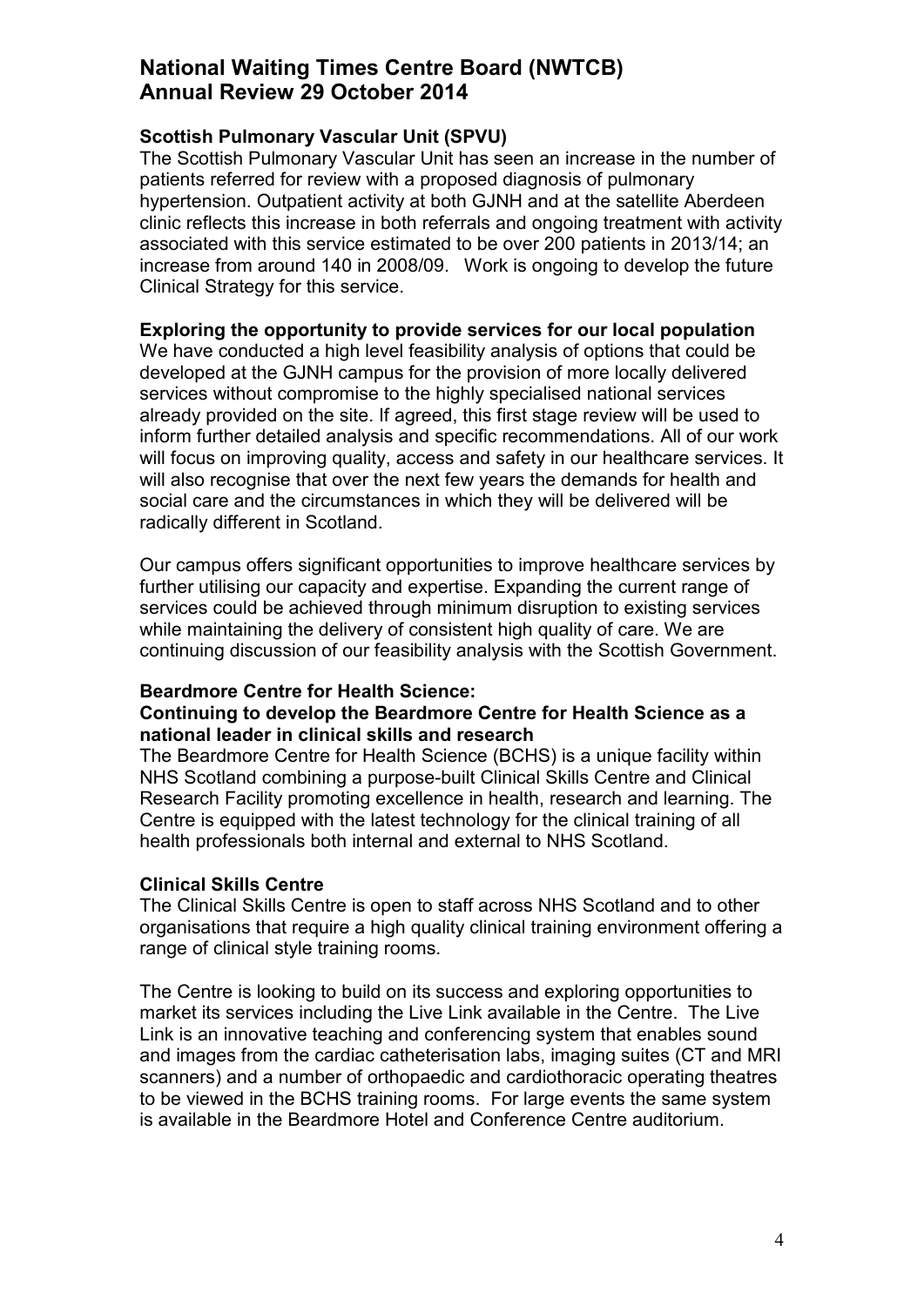## National Waiting Times Centre Board (NWTCB)
## Annual Review 29 October 2014

### Scottish Pulmonary Vascular Unit (SPVU)

The Scottish Pulmonary Vascular Unit has seen an increase in the number of patients referred for review with a proposed diagnosis of pulmonary hypertension. Outpatient activity at both GJNH and at the satellite Aberdeen clinic reflects this increase in both referrals and ongoing treatment with activity associated with this service estimated to be over 200 patients in 2013/14; an increase from around 140 in 2008/09. Work is ongoing to develop the future Clinical Strategy for this service.

### Exploring the opportunity to provide services for our local population

We have conducted a high level feasibility analysis of options that could be developed at the GJNH campus for the provision of more locally delivered services without compromise to the highly specialised national services already provided on the site. If agreed, this first stage review will be used to inform further detailed analysis and specific recommendations. All of our work will focus on improving quality, access and safety in our healthcare services. It will also recognise that over the next few years the demands for health and social care and the circumstances in which they will be delivered will be radically different in Scotland.

Our campus offers significant opportunities to improve healthcare services by further utilising our capacity and expertise. Expanding the current range of services could be achieved through minimum disruption to existing services while maintaining the delivery of consistent high quality of care. We are continuing discussion of our feasibility analysis with the Scottish Government.

### Beardmore Centre for Health Science:
### Continuing to develop the Beardmore Centre for Health Science as a national leader in clinical skills and research

The Beardmore Centre for Health Science (BCHS) is a unique facility within NHS Scotland combining a purpose-built Clinical Skills Centre and Clinical Research Facility promoting excellence in health, research and learning. The Centre is equipped with the latest technology for the clinical training of all health professionals both internal and external to NHS Scotland.

### Clinical Skills Centre

The Clinical Skills Centre is open to staff across NHS Scotland and to other organisations that require a high quality clinical training environment offering a range of clinical style training rooms.

The Centre is looking to build on its success and exploring opportunities to market its services including the Live Link available in the Centre. The Live Link is an innovative teaching and conferencing system that enables sound and images from the cardiac catheterisation labs, imaging suites (CT and MRI scanners) and a number of orthopaedic and cardiothoracic operating theatres to be viewed in the BCHS training rooms. For large events the same system is available in the Beardmore Hotel and Conference Centre auditorium.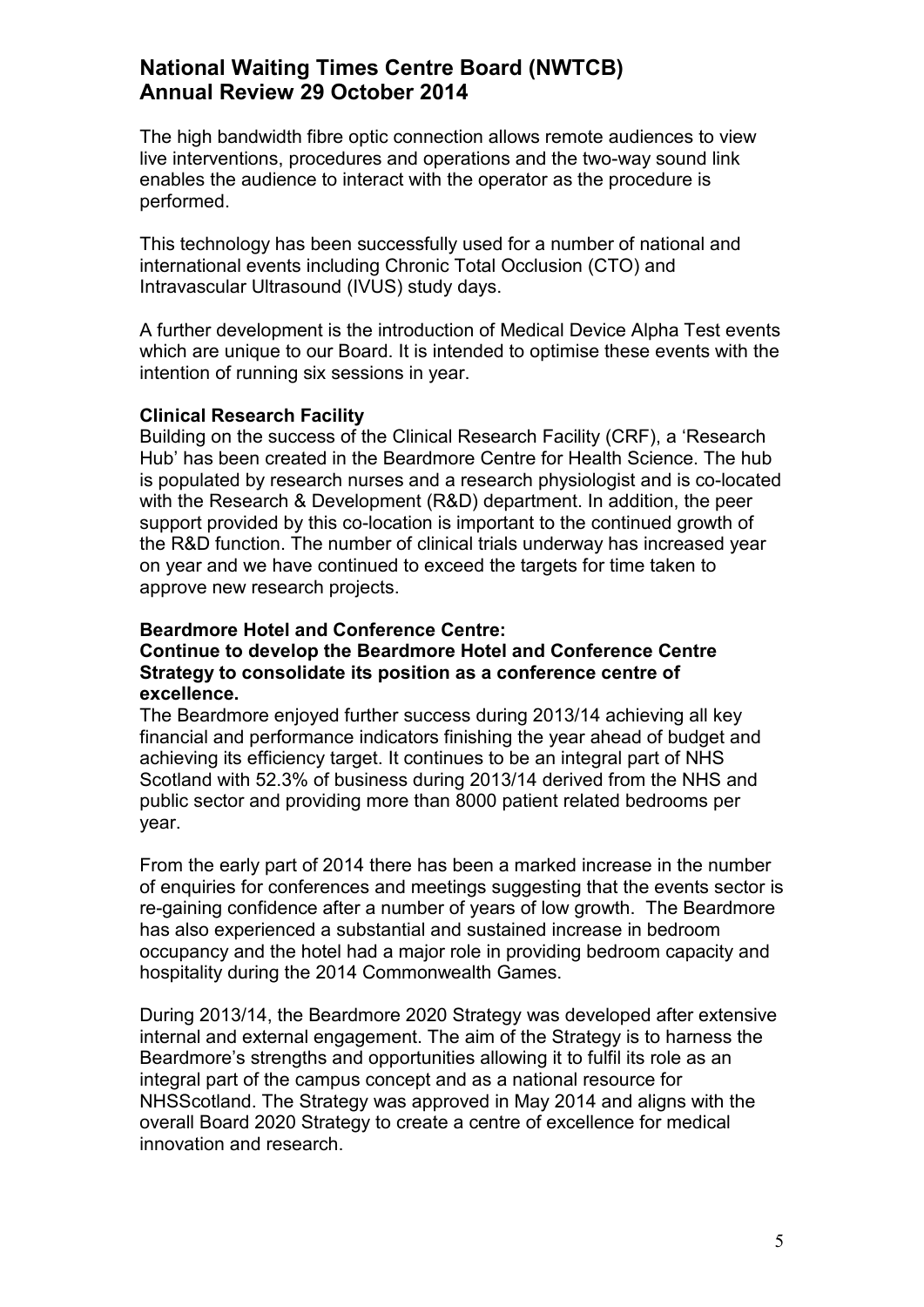The high bandwidth fibre optic connection allows remote audiences to view live interventions, procedures and operations and the two-way sound link enables the audience to interact with the operator as the procedure is performed.

This technology has been successfully used for a number of national and international events including Chronic Total Occlusion (CTO) and Intravascular Ultrasound (IVUS) study days.

A further development is the introduction of Medical Device Alpha Test events which are unique to our Board. It is intended to optimise these events with the intention of running six sessions in year.

**Clinical Research Facility**

Building on the success of the Clinical Research Facility (CRF), a 'Research Hub' has been created in the Beardmore Centre for Health Science. The hub is populated by research nurses and a research physiologist and is co-located with the Research & Development (R&D) department. In addition, the peer support provided by this co-location is important to the continued growth of the R&D function. The number of clinical trials underway has increased year on year and we have continued to exceed the targets for time taken to approve new research projects.

**Beardmore Hotel and Conference Centre:**
**Continue to develop the Beardmore Hotel and Conference Centre Strategy to consolidate its position as a conference centre of excellence.**

The Beardmore enjoyed further success during 2013/14 achieving all key financial and performance indicators finishing the year ahead of budget and achieving its efficiency target. It continues to be an integral part of NHS Scotland with 52.3% of business during 2013/14 derived from the NHS and public sector and providing more than 8000 patient related bedrooms per year.

From the early part of 2014 there has been a marked increase in the number of enquiries for conferences and meetings suggesting that the events sector is re-gaining confidence after a number of years of low growth. The Beardmore has also experienced a substantial and sustained increase in bedroom occupancy and the hotel had a major role in providing bedroom capacity and hospitality during the 2014 Commonwealth Games.

During 2013/14, the Beardmore 2020 Strategy was developed after extensive internal and external engagement. The aim of the Strategy is to harness the Beardmore's strengths and opportunities allowing it to fulfil its role as an integral part of the campus concept and as a national resource for NHSScotland. The Strategy was approved in May 2014 and aligns with the overall Board 2020 Strategy to create a centre of excellence for medical innovation and research.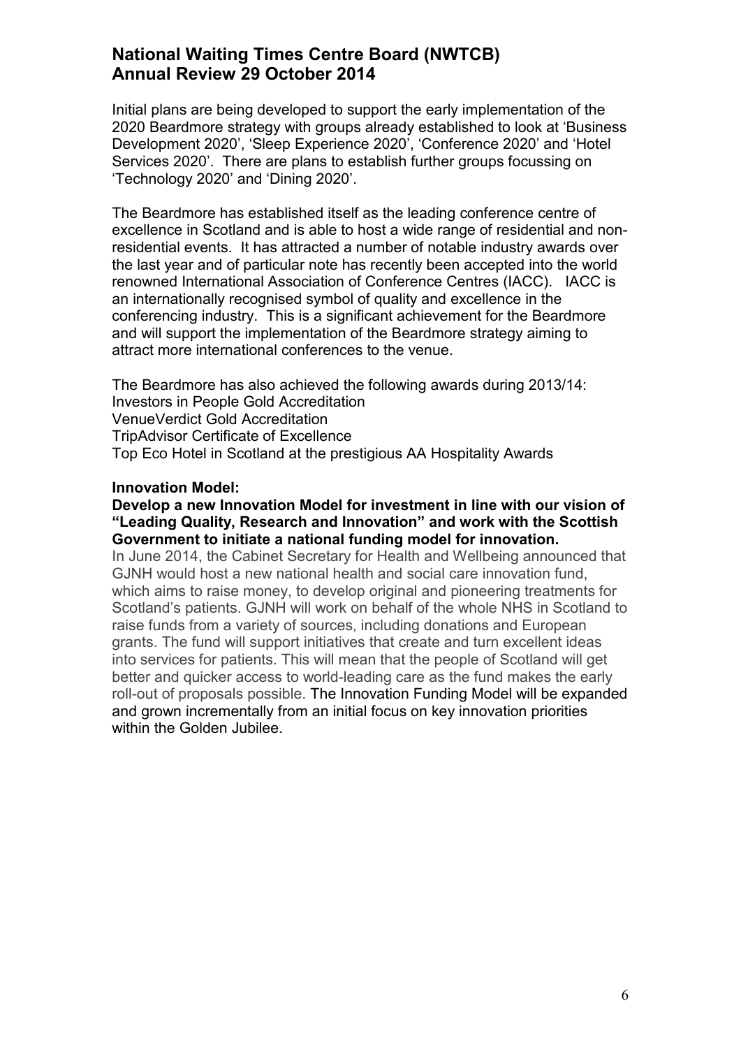Initial plans are being developed to support the early implementation of the 2020 Beardmore strategy with groups already established to look at 'Business Development 2020', 'Sleep Experience 2020', 'Conference 2020' and 'Hotel Services 2020'. There are plans to establish further groups focussing on 'Technology 2020' and 'Dining 2020'.

The Beardmore has established itself as the leading conference centre of excellence in Scotland and is able to host a wide range of residential and non-residential events. It has attracted a number of notable industry awards over the last year and of particular note has recently been accepted into the world renowned International Association of Conference Centres (IACC). IACC is an internationally recognised symbol of quality and excellence in the conferencing industry. This is a significant achievement for the Beardmore and will support the implementation of the Beardmore strategy aiming to attract more international conferences to the venue.

The Beardmore has also achieved the following awards during 2013/14:
Investors in People Gold Accreditation
VenueVerdict Gold Accreditation
TripAdvisor Certificate of Excellence
Top Eco Hotel in Scotland at the prestigious AA Hospitality Awards

**Innovation Model:**

**Develop a new Innovation Model for investment in line with our vision of "Leading Quality, Research and Innovation" and work with the Scottish Government to initiate a national funding model for innovation.**

In June 2014, the Cabinet Secretary for Health and Wellbeing announced that GJNH would host a new national health and social care innovation fund, which aims to raise money, to develop original and pioneering treatments for Scotland's patients. GJNH will work on behalf of the whole NHS in Scotland to raise funds from a variety of sources, including donations and European grants. The fund will support initiatives that create and turn excellent ideas into services for patients. This will mean that the people of Scotland will get better and quicker access to world-leading care as the fund makes the early roll-out of proposals possible. The Innovation Funding Model will be expanded and grown incrementally from an initial focus on key innovation priorities within the Golden Jubilee.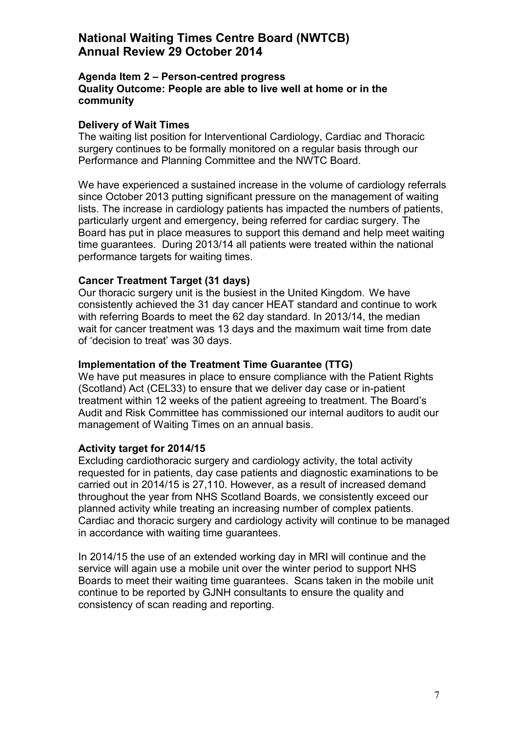# National Waiting Times Centre Board (NWTCB)
# Annual Review 29 October 2014

**Agenda Item 2 – Person-centred progress**
**Quality Outcome: People are able to live well at home or in the community**

### Delivery of Wait Times

The waiting list position for Interventional Cardiology, Cardiac and Thoracic surgery continues to be formally monitored on a regular basis through our Performance and Planning Committee and the NWTC Board.

We have experienced a sustained increase in the volume of cardiology referrals since October 2013 putting significant pressure on the management of waiting lists. The increase in cardiology patients has impacted the numbers of patients, particularly urgent and emergency, being referred for cardiac surgery. The Board has put in place measures to support this demand and help meet waiting time guarantees. During 2013/14 all patients were treated within the national performance targets for waiting times.

### Cancer Treatment Target (31 days)

Our thoracic surgery unit is the busiest in the United Kingdom. We have consistently achieved the 31 day cancer HEAT standard and continue to work with referring Boards to meet the 62 day standard. In 2013/14, the median wait for cancer treatment was 13 days and the maximum wait time from date of 'decision to treat' was 30 days.

### Implementation of the Treatment Time Guarantee (TTG)

We have put measures in place to ensure compliance with the Patient Rights (Scotland) Act (CEL33) to ensure that we deliver day case or in-patient treatment within 12 weeks of the patient agreeing to treatment. The Board's Audit and Risk Committee has commissioned our internal auditors to audit our management of Waiting Times on an annual basis.

### Activity target for 2014/15

Excluding cardiothoracic surgery and cardiology activity, the total activity requested for in patients, day case patients and diagnostic examinations to be carried out in 2014/15 is 27,110. However, as a result of increased demand throughout the year from NHS Scotland Boards, we consistently exceed our planned activity while treating an increasing number of complex patients. Cardiac and thoracic surgery and cardiology activity will continue to be managed in accordance with waiting time guarantees.

In 2014/15 the use of an extended working day in MRI will continue and the service will again use a mobile unit over the winter period to support NHS Boards to meet their waiting time guarantees. Scans taken in the mobile unit continue to be reported by GJNH consultants to ensure the quality and consistency of scan reading and reporting.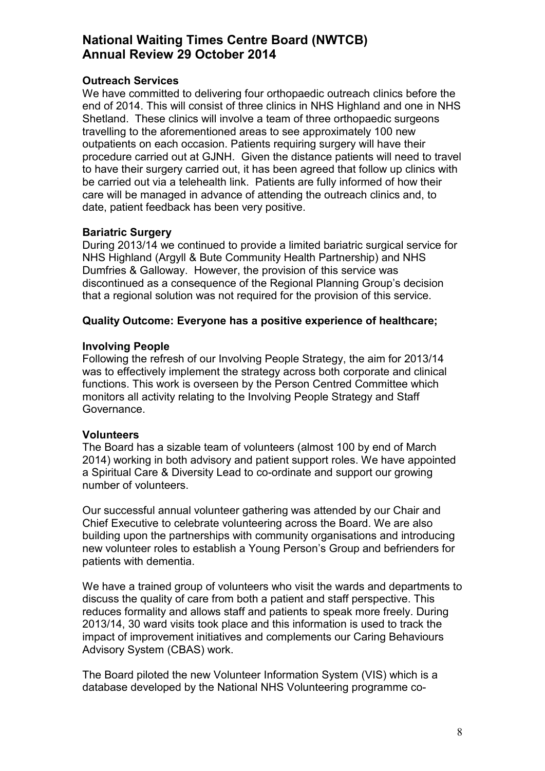## National Waiting Times Centre Board (NWTCB)
## Annual Review 29 October 2014

**Outreach Services**

We have committed to delivering four orthopaedic outreach clinics before the end of 2014. This will consist of three clinics in NHS Highland and one in NHS Shetland. These clinics will involve a team of three orthopaedic surgeons travelling to the aforementioned areas to see approximately 100 new outpatients on each occasion. Patients requiring surgery will have their procedure carried out at GJNH. Given the distance patients will need to travel to have their surgery carried out, it has been agreed that follow up clinics with be carried out via a telehealth link. Patients are fully informed of how their care will be managed in advance of attending the outreach clinics and, to date, patient feedback has been very positive.

**Bariatric Surgery**

During 2013/14 we continued to provide a limited bariatric surgical service for NHS Highland (Argyll & Bute Community Health Partnership) and NHS Dumfries & Galloway. However, the provision of this service was discontinued as a consequence of the Regional Planning Group's decision that a regional solution was not required for the provision of this service.

**Quality Outcome: Everyone has a positive experience of healthcare;**

**Involving People**

Following the refresh of our Involving People Strategy, the aim for 2013/14 was to effectively implement the strategy across both corporate and clinical functions. This work is overseen by the Person Centred Committee which monitors all activity relating to the Involving People Strategy and Staff Governance.

**Volunteers**

The Board has a sizable team of volunteers (almost 100 by end of March 2014) working in both advisory and patient support roles. We have appointed a Spiritual Care & Diversity Lead to co-ordinate and support our growing number of volunteers.

Our successful annual volunteer gathering was attended by our Chair and Chief Executive to celebrate volunteering across the Board. We are also building upon the partnerships with community organisations and introducing new volunteer roles to establish a Young Person's Group and befrienders for patients with dementia.

We have a trained group of volunteers who visit the wards and departments to discuss the quality of care from both a patient and staff perspective. This reduces formality and allows staff and patients to speak more freely. During 2013/14, 30 ward visits took place and this information is used to track the impact of improvement initiatives and complements our Caring Behaviours Advisory System (CBAS) work.

The Board piloted the new Volunteer Information System (VIS) which is a database developed by the National NHS Volunteering programme co-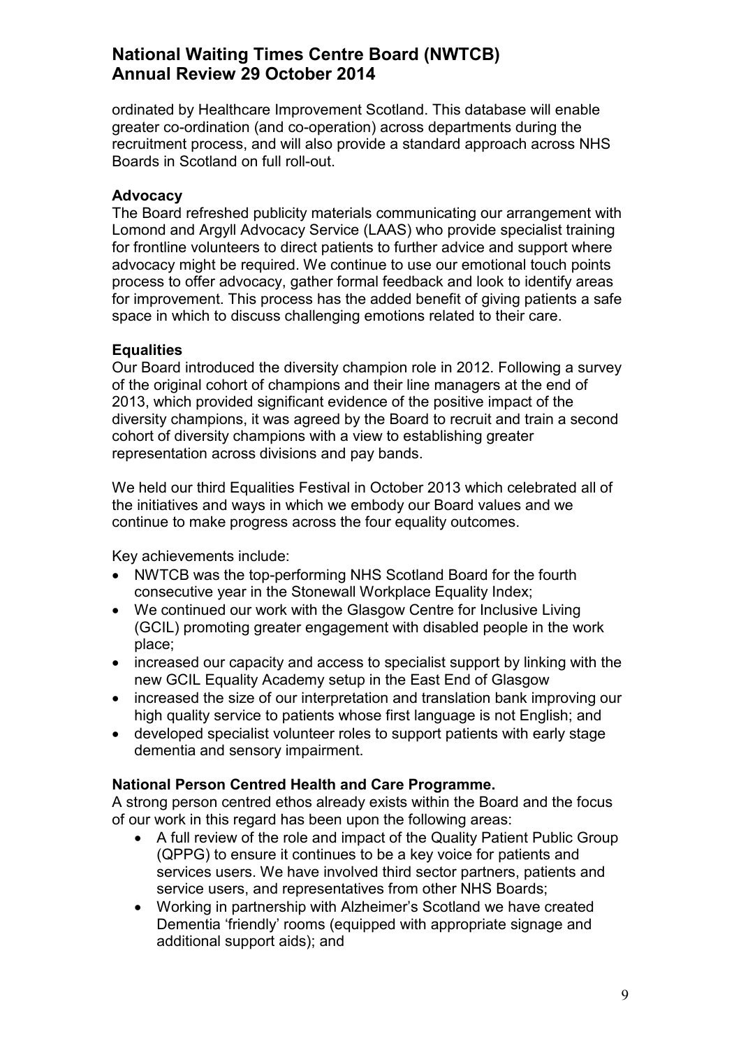ordinated by Healthcare Improvement Scotland. This database will enable greater co-ordination (and co-operation) across departments during the recruitment process, and will also provide a standard approach across NHS Boards in Scotland on full roll-out.

**Advocacy**

The Board refreshed publicity materials communicating our arrangement with Lomond and Argyll Advocacy Service (LAAS) who provide specialist training for frontline volunteers to direct patients to further advice and support where advocacy might be required. We continue to use our emotional touch points process to offer advocacy, gather formal feedback and look to identify areas for improvement. This process has the added benefit of giving patients a safe space in which to discuss challenging emotions related to their care.

**Equalities**

Our Board introduced the diversity champion role in 2012. Following a survey of the original cohort of champions and their line managers at the end of 2013, which provided significant evidence of the positive impact of the diversity champions, it was agreed by the Board to recruit and train a second cohort of diversity champions with a view to establishing greater representation across divisions and pay bands.

We held our third Equalities Festival in October 2013 which celebrated all of the initiatives and ways in which we embody our Board values and we continue to make progress across the four equality outcomes.

Key achievements include:

- NWTCB was the top-performing NHS Scotland Board for the fourth consecutive year in the Stonewall Workplace Equality Index;
- We continued our work with the Glasgow Centre for Inclusive Living (GCIL) promoting greater engagement with disabled people in the work place;
- increased our capacity and access to specialist support by linking with the new GCIL Equality Academy setup in the East End of Glasgow
- increased the size of our interpretation and translation bank improving our high quality service to patients whose first language is not English; and
- developed specialist volunteer roles to support patients with early stage dementia and sensory impairment.

**National Person Centred Health and Care Programme.**

A strong person centred ethos already exists within the Board and the focus of our work in this regard has been upon the following areas:

- A full review of the role and impact of the Quality Patient Public Group (QPPG) to ensure it continues to be a key voice for patients and services users. We have involved third sector partners, patients and service users, and representatives from other NHS Boards;
- Working in partnership with Alzheimer's Scotland we have created Dementia 'friendly' rooms (equipped with appropriate signage and additional support aids); and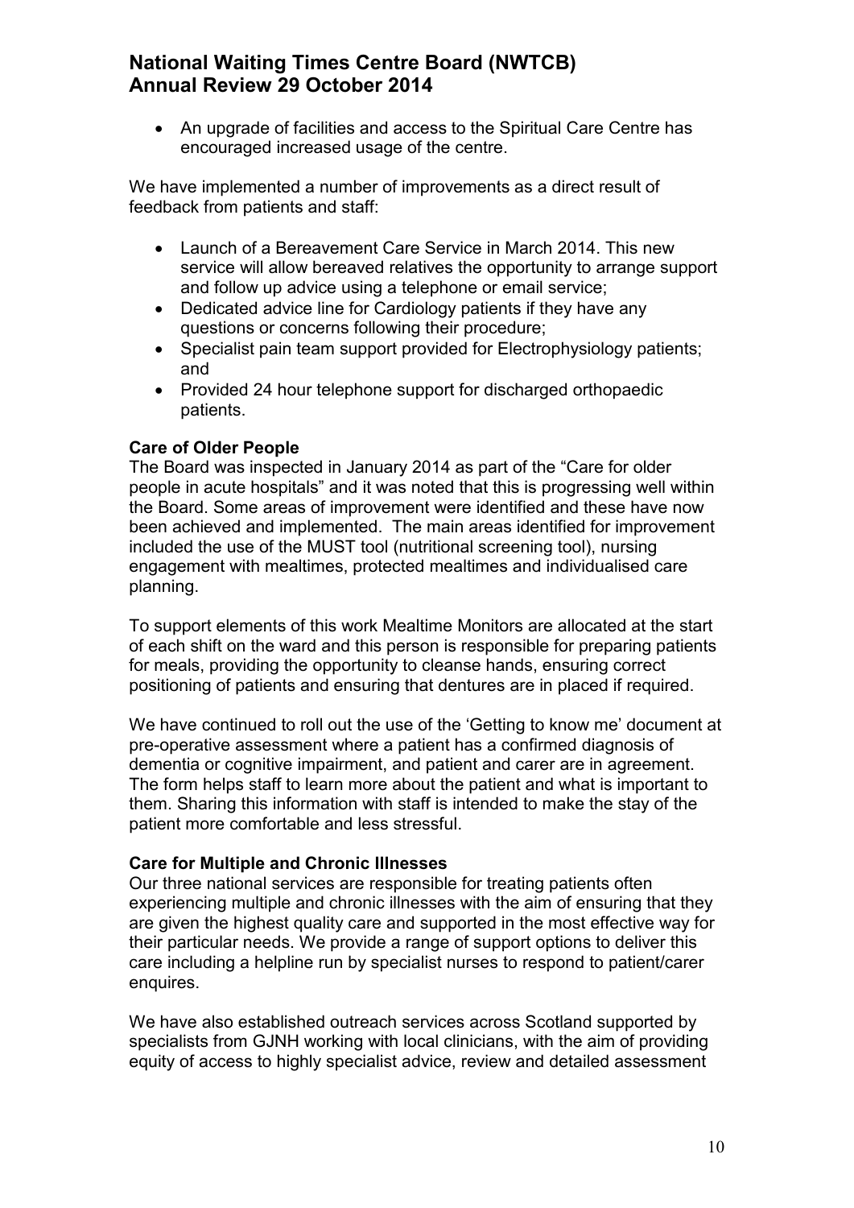- An upgrade of facilities and access to the Spiritual Care Centre has encouraged increased usage of the centre.

We have implemented a number of improvements as a direct result of feedback from patients and staff:

- Launch of a Bereavement Care Service in March 2014. This new service will allow bereaved relatives the opportunity to arrange support and follow up advice using a telephone or email service;
- Dedicated advice line for Cardiology patients if they have any questions or concerns following their procedure;
- Specialist pain team support provided for Electrophysiology patients; and
- Provided 24 hour telephone support for discharged orthopaedic patients.

**Care of Older People**

The Board was inspected in January 2014 as part of the "Care for older people in acute hospitals" and it was noted that this is progressing well within the Board. Some areas of improvement were identified and these have now been achieved and implemented. The main areas identified for improvement included the use of the MUST tool (nutritional screening tool), nursing engagement with mealtimes, protected mealtimes and individualised care planning.

To support elements of this work Mealtime Monitors are allocated at the start of each shift on the ward and this person is responsible for preparing patients for meals, providing the opportunity to cleanse hands, ensuring correct positioning of patients and ensuring that dentures are in placed if required.

We have continued to roll out the use of the 'Getting to know me' document at pre-operative assessment where a patient has a confirmed diagnosis of dementia or cognitive impairment, and patient and carer are in agreement. The form helps staff to learn more about the patient and what is important to them. Sharing this information with staff is intended to make the stay of the patient more comfortable and less stressful.

**Care for Multiple and Chronic Illnesses**

Our three national services are responsible for treating patients often experiencing multiple and chronic illnesses with the aim of ensuring that they are given the highest quality care and supported in the most effective way for their particular needs. We provide a range of support options to deliver this care including a helpline run by specialist nurses to respond to patient/carer enquires.

We have also established outreach services across Scotland supported by specialists from GJNH working with local clinicians, with the aim of providing equity of access to highly specialist advice, review and detailed assessment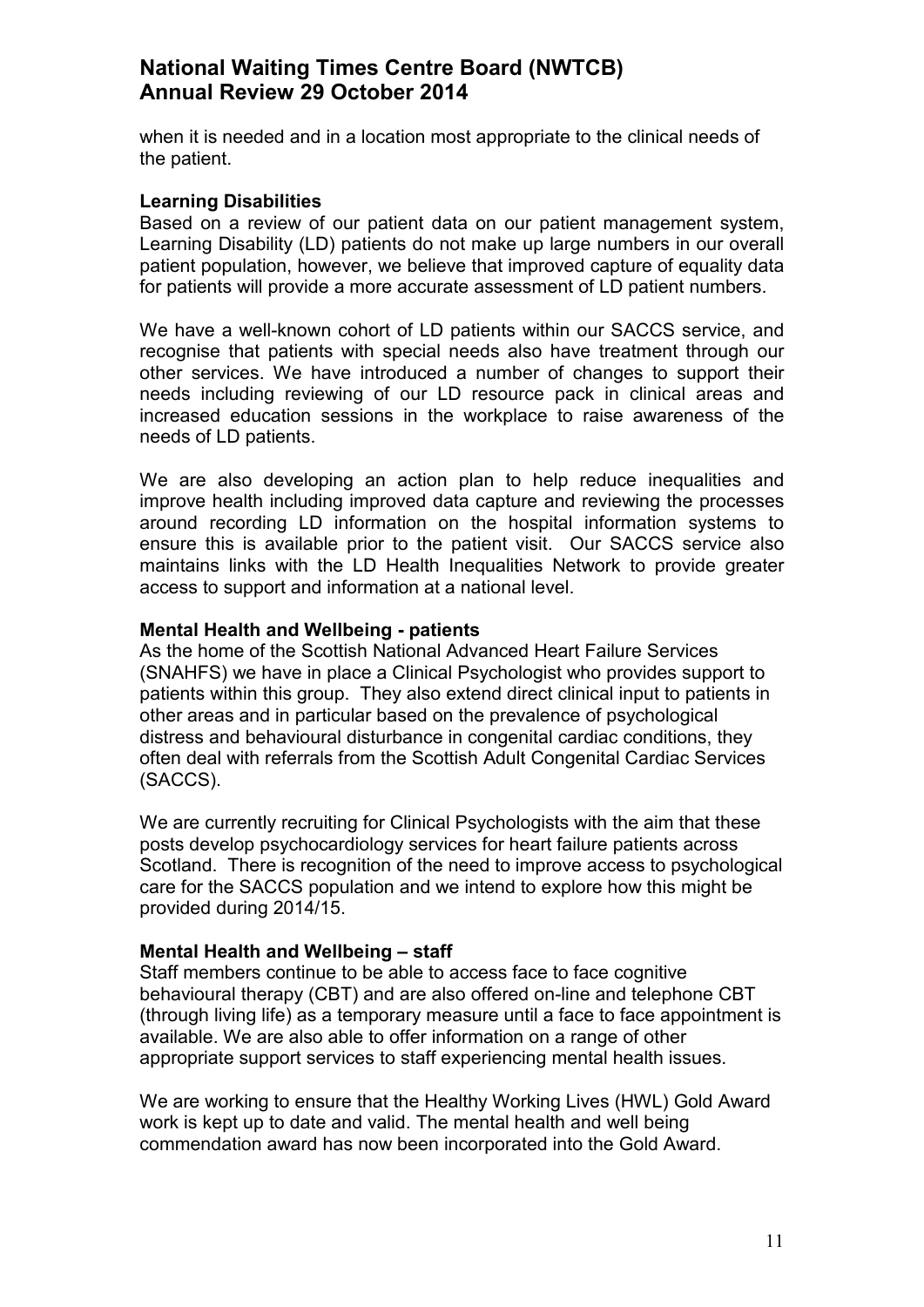when it is needed and in a location most appropriate to the clinical needs of the patient.

**Learning Disabilities**

Based on a review of our patient data on our patient management system, Learning Disability (LD) patients do not make up large numbers in our overall patient population, however, we believe that improved capture of equality data for patients will provide a more accurate assessment of LD patient numbers.

We have a well-known cohort of LD patients within our SACCS service, and recognise that patients with special needs also have treatment through our other services. We have introduced a number of changes to support their needs including reviewing of our LD resource pack in clinical areas and increased education sessions in the workplace to raise awareness of the needs of LD patients.

We are also developing an action plan to help reduce inequalities and improve health including improved data capture and reviewing the processes around recording LD information on the hospital information systems to ensure this is available prior to the patient visit. Our SACCS service also maintains links with the LD Health Inequalities Network to provide greater access to support and information at a national level.

**Mental Health and Wellbeing - patients**

As the home of the Scottish National Advanced Heart Failure Services (SNAHFS) we have in place a Clinical Psychologist who provides support to patients within this group. They also extend direct clinical input to patients in other areas and in particular based on the prevalence of psychological distress and behavioural disturbance in congenital cardiac conditions, they often deal with referrals from the Scottish Adult Congenital Cardiac Services (SACCS).

We are currently recruiting for Clinical Psychologists with the aim that these posts develop psychocardiology services for heart failure patients across Scotland. There is recognition of the need to improve access to psychological care for the SACCS population and we intend to explore how this might be provided during 2014/15.

**Mental Health and Wellbeing – staff**

Staff members continue to be able to access face to face cognitive behavioural therapy (CBT) and are also offered on-line and telephone CBT (through living life) as a temporary measure until a face to face appointment is available. We are also able to offer information on a range of other appropriate support services to staff experiencing mental health issues.

We are working to ensure that the Healthy Working Lives (HWL) Gold Award work is kept up to date and valid. The mental health and well being commendation award has now been incorporated into the Gold Award.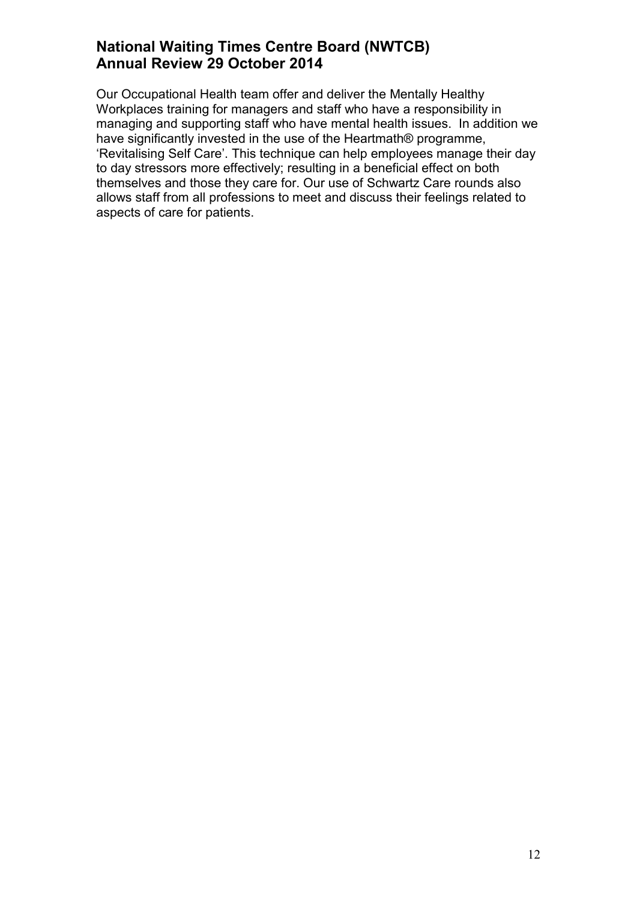Our Occupational Health team offer and deliver the Mentally Healthy Workplaces training for managers and staff who have a responsibility in managing and supporting staff who have mental health issues. In addition we have significantly invested in the use of the Heartmath® programme, 'Revitalising Self Care'. This technique can help employees manage their day to day stressors more effectively; resulting in a beneficial effect on both themselves and those they care for. Our use of Schwartz Care rounds also allows staff from all professions to meet and discuss their feelings related to aspects of care for patients.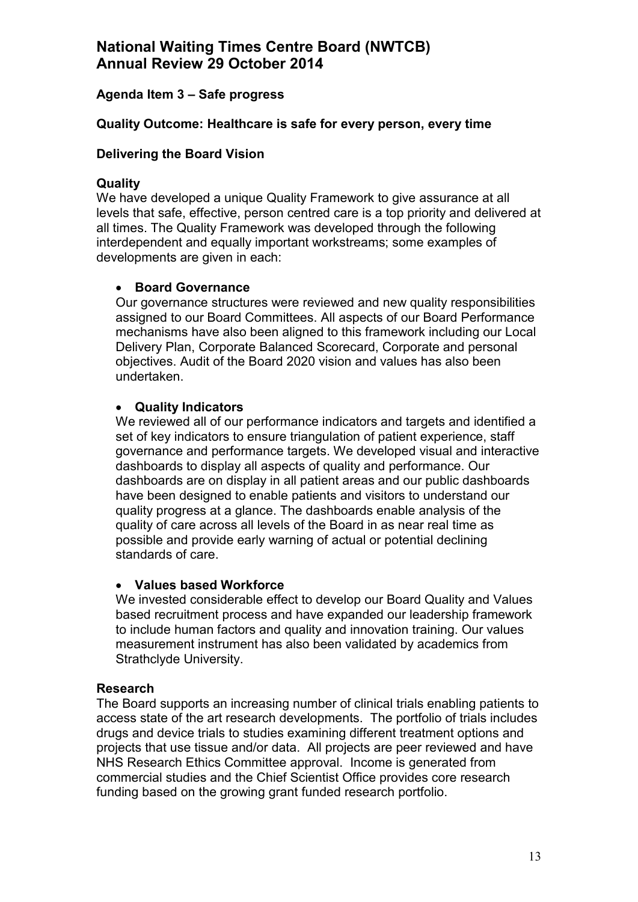# National Waiting Times Centre Board (NWTCB)
# Annual Review 29 October 2014

### Agenda Item 3 – Safe progress

### Quality Outcome: Healthcare is safe for every person, every time

### Delivering the Board Vision

**Quality**

We have developed a unique Quality Framework to give assurance at all levels that safe, effective, person centred care is a top priority and delivered at all times. The Quality Framework was developed through the following interdependent and equally important workstreams; some examples of developments are given in each:

- **Board Governance**

  Our governance structures were reviewed and new quality responsibilities assigned to our Board Committees. All aspects of our Board Performance mechanisms have also been aligned to this framework including our Local Delivery Plan, Corporate Balanced Scorecard, Corporate and personal objectives. Audit of the Board 2020 vision and values has also been undertaken.

- **Quality Indicators**

  We reviewed all of our performance indicators and targets and identified a set of key indicators to ensure triangulation of patient experience, staff governance and performance targets. We developed visual and interactive dashboards to display all aspects of quality and performance. Our dashboards are on display in all patient areas and our public dashboards have been designed to enable patients and visitors to understand our quality progress at a glance. The dashboards enable analysis of the quality of care across all levels of the Board in as near real time as possible and provide early warning of actual or potential declining standards of care.

- **Values based Workforce**

  We invested considerable effect to develop our Board Quality and Values based recruitment process and have expanded our leadership framework to include human factors and quality and innovation training. Our values measurement instrument has also been validated by academics from Strathclyde University.

**Research**

The Board supports an increasing number of clinical trials enabling patients to access state of the art research developments. The portfolio of trials includes drugs and device trials to studies examining different treatment options and projects that use tissue and/or data. All projects are peer reviewed and have NHS Research Ethics Committee approval. Income is generated from commercial studies and the Chief Scientist Office provides core research funding based on the growing grant funded research portfolio.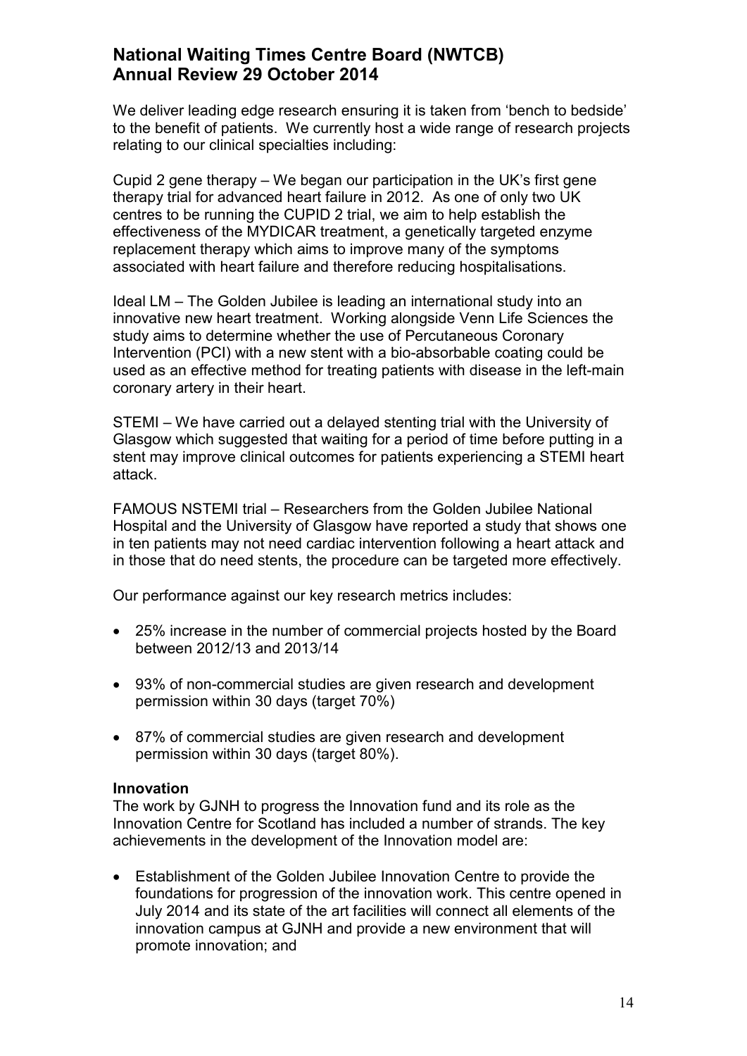## National Waiting Times Centre Board (NWTCB)
## Annual Review 29 October 2014

We deliver leading edge research ensuring it is taken from 'bench to bedside' to the benefit of patients. We currently host a wide range of research projects relating to our clinical specialties including:

Cupid 2 gene therapy – We began our participation in the UK's first gene therapy trial for advanced heart failure in 2012. As one of only two UK centres to be running the CUPID 2 trial, we aim to help establish the effectiveness of the MYDICAR treatment, a genetically targeted enzyme replacement therapy which aims to improve many of the symptoms associated with heart failure and therefore reducing hospitalisations.

Ideal LM – The Golden Jubilee is leading an international study into an innovative new heart treatment. Working alongside Venn Life Sciences the study aims to determine whether the use of Percutaneous Coronary Intervention (PCI) with a new stent with a bio-absorbable coating could be used as an effective method for treating patients with disease in the left-main coronary artery in their heart.

STEMI – We have carried out a delayed stenting trial with the University of Glasgow which suggested that waiting for a period of time before putting in a stent may improve clinical outcomes for patients experiencing a STEMI heart attack.

FAMOUS NSTEMI trial – Researchers from the Golden Jubilee National Hospital and the University of Glasgow have reported a study that shows one in ten patients may not need cardiac intervention following a heart attack and in those that do need stents, the procedure can be targeted more effectively.

Our performance against our key research metrics includes:

- 25% increase in the number of commercial projects hosted by the Board between 2012/13 and 2013/14
- 93% of non-commercial studies are given research and development permission within 30 days (target 70%)
- 87% of commercial studies are given research and development permission within 30 days (target 80%).

**Innovation**

The work by GJNH to progress the Innovation fund and its role as the Innovation Centre for Scotland has included a number of strands. The key achievements in the development of the Innovation model are:

- Establishment of the Golden Jubilee Innovation Centre to provide the foundations for progression of the innovation work. This centre opened in July 2014 and its state of the art facilities will connect all elements of the innovation campus at GJNH and provide a new environment that will promote innovation; and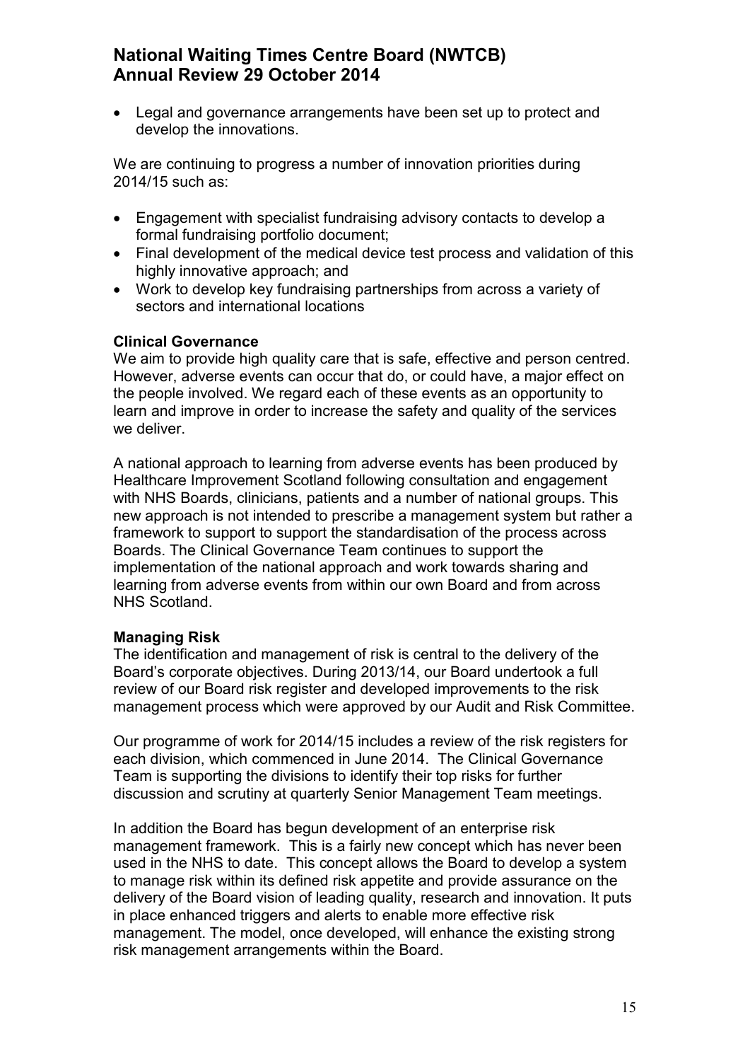- Legal and governance arrangements have been set up to protect and develop the innovations.

We are continuing to progress a number of innovation priorities during 2014/15 such as:

- Engagement with specialist fundraising advisory contacts to develop a formal fundraising portfolio document;
- Final development of the medical device test process and validation of this highly innovative approach; and
- Work to develop key fundraising partnerships from across a variety of sectors and international locations

**Clinical Governance**

We aim to provide high quality care that is safe, effective and person centred. However, adverse events can occur that do, or could have, a major effect on the people involved. We regard each of these events as an opportunity to learn and improve in order to increase the safety and quality of the services we deliver.

A national approach to learning from adverse events has been produced by Healthcare Improvement Scotland following consultation and engagement with NHS Boards, clinicians, patients and a number of national groups. This new approach is not intended to prescribe a management system but rather a framework to support to support the standardisation of the process across Boards. The Clinical Governance Team continues to support the implementation of the national approach and work towards sharing and learning from adverse events from within our own Board and from across NHS Scotland.

**Managing Risk**

The identification and management of risk is central to the delivery of the Board's corporate objectives. During 2013/14, our Board undertook a full review of our Board risk register and developed improvements to the risk management process which were approved by our Audit and Risk Committee.

Our programme of work for 2014/15 includes a review of the risk registers for each division, which commenced in June 2014. The Clinical Governance Team is supporting the divisions to identify their top risks for further discussion and scrutiny at quarterly Senior Management Team meetings.

In addition the Board has begun development of an enterprise risk management framework. This is a fairly new concept which has never been used in the NHS to date. This concept allows the Board to develop a system to manage risk within its defined risk appetite and provide assurance on the delivery of the Board vision of leading quality, research and innovation. It puts in place enhanced triggers and alerts to enable more effective risk management. The model, once developed, will enhance the existing strong risk management arrangements within the Board.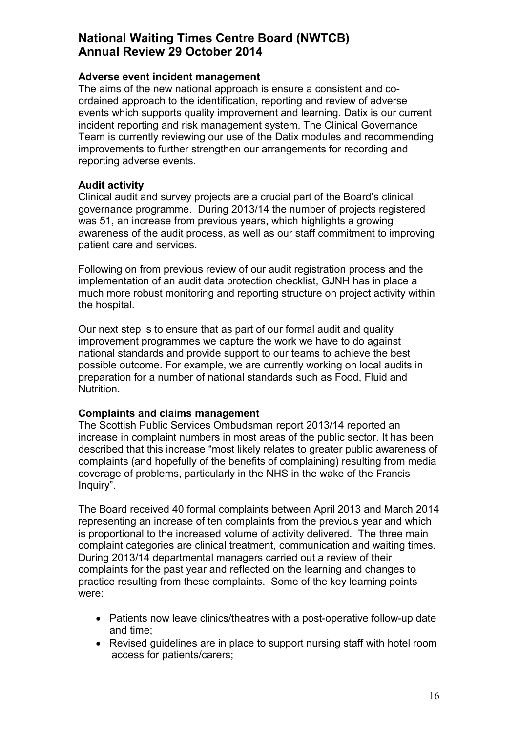# National Waiting Times Centre Board (NWTCB)
# Annual Review 29 October 2014

**Adverse event incident management**

The aims of the new national approach is ensure a consistent and co-ordained approach to the identification, reporting and review of adverse events which supports quality improvement and learning. Datix is our current incident reporting and risk management system. The Clinical Governance Team is currently reviewing our use of the Datix modules and recommending improvements to further strengthen our arrangements for recording and reporting adverse events.

**Audit activity**

Clinical audit and survey projects are a crucial part of the Board's clinical governance programme. During 2013/14 the number of projects registered was 51, an increase from previous years, which highlights a growing awareness of the audit process, as well as our staff commitment to improving patient care and services.

Following on from previous review of our audit registration process and the implementation of an audit data protection checklist, GJNH has in place a much more robust monitoring and reporting structure on project activity within the hospital.

Our next step is to ensure that as part of our formal audit and quality improvement programmes we capture the work we have to do against national standards and provide support to our teams to achieve the best possible outcome. For example, we are currently working on local audits in preparation for a number of national standards such as Food, Fluid and Nutrition.

**Complaints and claims management**

The Scottish Public Services Ombudsman report 2013/14 reported an increase in complaint numbers in most areas of the public sector. It has been described that this increase "most likely relates to greater public awareness of complaints (and hopefully of the benefits of complaining) resulting from media coverage of problems, particularly in the NHS in the wake of the Francis Inquiry".

The Board received 40 formal complaints between April 2013 and March 2014 representing an increase of ten complaints from the previous year and which is proportional to the increased volume of activity delivered. The three main complaint categories are clinical treatment, communication and waiting times. During 2013/14 departmental managers carried out a review of their complaints for the past year and reflected on the learning and changes to practice resulting from these complaints. Some of the key learning points were:

- Patients now leave clinics/theatres with a post-operative follow-up date and time;
- Revised guidelines are in place to support nursing staff with hotel room access for patients/carers;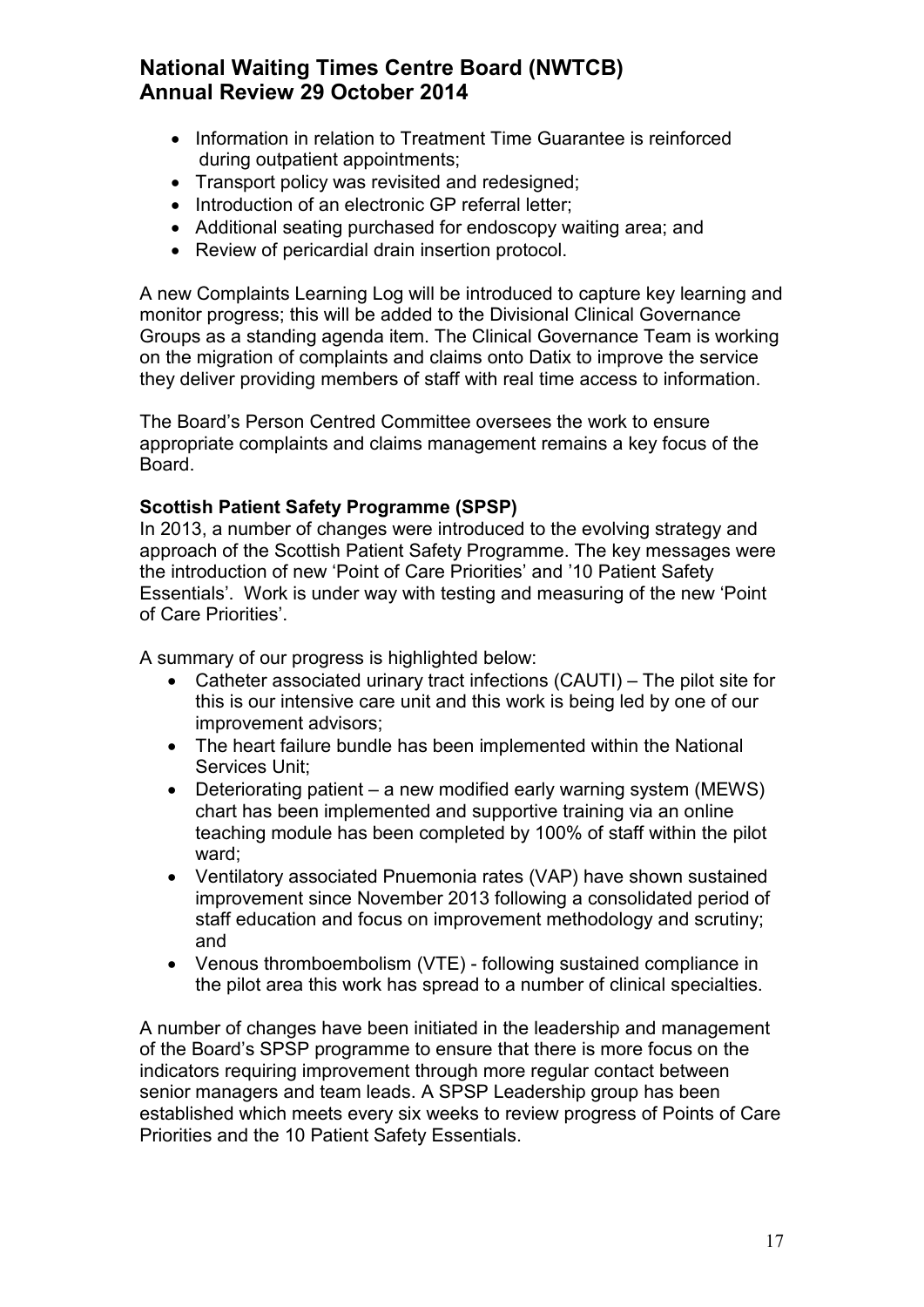- Information in relation to Treatment Time Guarantee is reinforced during outpatient appointments;
- Transport policy was revisited and redesigned;
- Introduction of an electronic GP referral letter;
- Additional seating purchased for endoscopy waiting area; and
- Review of pericardial drain insertion protocol.

A new Complaints Learning Log will be introduced to capture key learning and monitor progress; this will be added to the Divisional Clinical Governance Groups as a standing agenda item. The Clinical Governance Team is working on the migration of complaints and claims onto Datix to improve the service they deliver providing members of staff with real time access to information.

The Board's Person Centred Committee oversees the work to ensure appropriate complaints and claims management remains a key focus of the Board.

**Scottish Patient Safety Programme (SPSP)**

In 2013, a number of changes were introduced to the evolving strategy and approach of the Scottish Patient Safety Programme. The key messages were the introduction of new 'Point of Care Priorities' and '10 Patient Safety Essentials'. Work is under way with testing and measuring of the new 'Point of Care Priorities'.

A summary of our progress is highlighted below:

- Catheter associated urinary tract infections (CAUTI) – The pilot site for this is our intensive care unit and this work is being led by one of our improvement advisors;
- The heart failure bundle has been implemented within the National Services Unit;
- Deteriorating patient – a new modified early warning system (MEWS) chart has been implemented and supportive training via an online teaching module has been completed by 100% of staff within the pilot ward;
- Ventilatory associated Pnuemonia rates (VAP) have shown sustained improvement since November 2013 following a consolidated period of staff education and focus on improvement methodology and scrutiny; and
- Venous thromboembolism (VTE) - following sustained compliance in the pilot area this work has spread to a number of clinical specialties.

A number of changes have been initiated in the leadership and management of the Board's SPSP programme to ensure that there is more focus on the indicators requiring improvement through more regular contact between senior managers and team leads. A SPSP Leadership group has been established which meets every six weeks to review progress of Points of Care Priorities and the 10 Patient Safety Essentials.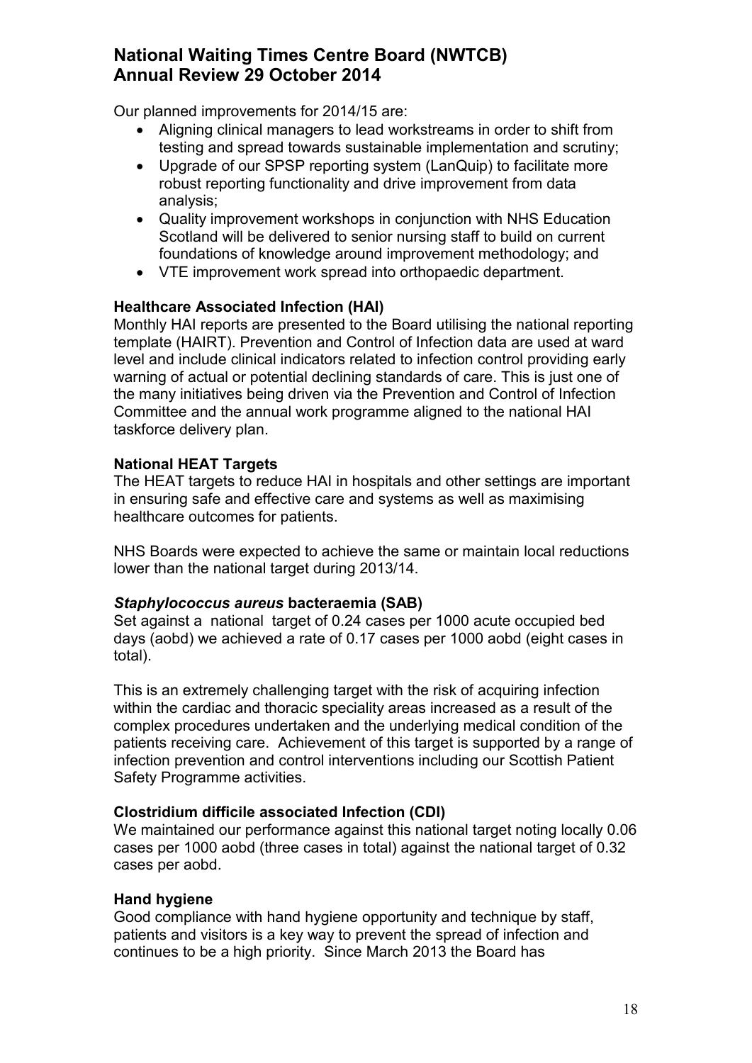# National Waiting Times Centre Board (NWTCB)
# Annual Review 29 October 2014

Our planned improvements for 2014/15 are:

- Aligning clinical managers to lead workstreams in order to shift from testing and spread towards sustainable implementation and scrutiny;
- Upgrade of our SPSP reporting system (LanQuip) to facilitate more robust reporting functionality and drive improvement from data analysis;
- Quality improvement workshops in conjunction with NHS Education Scotland will be delivered to senior nursing staff to build on current foundations of knowledge around improvement methodology; and
- VTE improvement work spread into orthopaedic department.

**Healthcare Associated Infection (HAI)**

Monthly HAI reports are presented to the Board utilising the national reporting template (HAIRT). Prevention and Control of Infection data are used at ward level and include clinical indicators related to infection control providing early warning of actual or potential declining standards of care. This is just one of the many initiatives being driven via the Prevention and Control of Infection Committee and the annual work programme aligned to the national HAI taskforce delivery plan.

**National HEAT Targets**

The HEAT targets to reduce HAI in hospitals and other settings are important in ensuring safe and effective care and systems as well as maximising healthcare outcomes for patients.

NHS Boards were expected to achieve the same or maintain local reductions lower than the national target during 2013/14.

***Staphylococcus aureus* bacteraemia (SAB)**

Set against a national target of 0.24 cases per 1000 acute occupied bed days (aobd) we achieved a rate of 0.17 cases per 1000 aobd (eight cases in total).

This is an extremely challenging target with the risk of acquiring infection within the cardiac and thoracic speciality areas increased as a result of the complex procedures undertaken and the underlying medical condition of the patients receiving care. Achievement of this target is supported by a range of infection prevention and control interventions including our Scottish Patient Safety Programme activities.

**Clostridium difficile associated Infection (CDI)**

We maintained our performance against this national target noting locally 0.06 cases per 1000 aobd (three cases in total) against the national target of 0.32 cases per aobd.

**Hand hygiene**

Good compliance with hand hygiene opportunity and technique by staff, patients and visitors is a key way to prevent the spread of infection and continues to be a high priority. Since March 2013 the Board has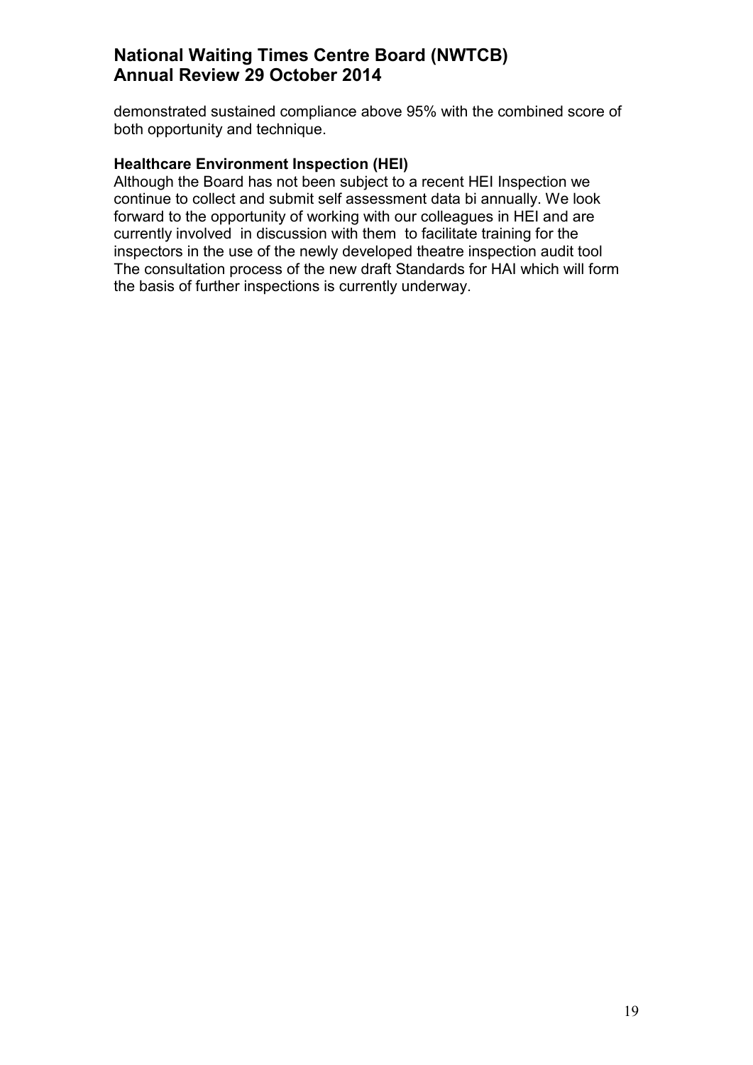demonstrated sustained compliance above 95% with the combined score of both opportunity and technique.

**Healthcare Environment Inspection (HEI)**

Although the Board has not been subject to a recent HEI Inspection we continue to collect and submit self assessment data bi annually. We look forward to the opportunity of working with our colleagues in HEI and are currently involved in discussion with them to facilitate training for the inspectors in the use of the newly developed theatre inspection audit tool The consultation process of the new draft Standards for HAI which will form the basis of further inspections is currently underway.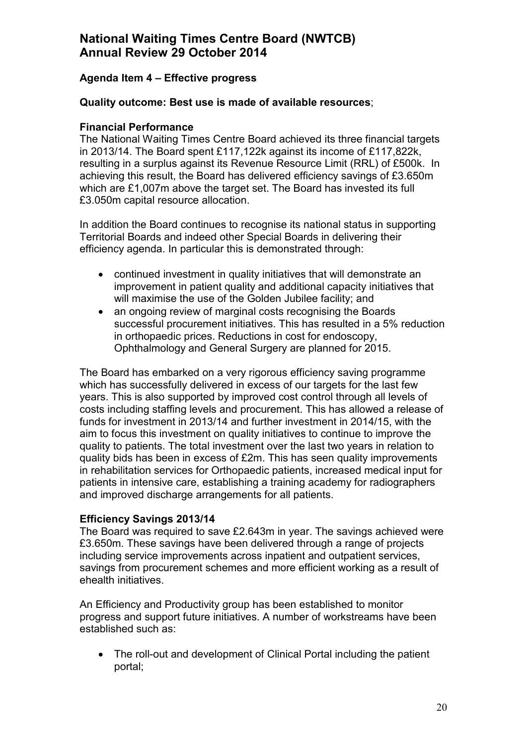# National Waiting Times Centre Board (NWTCB)
# Annual Review 29 October 2014

### Agenda Item 4 – Effective progress

### Quality outcome: Best use is made of available resources;

### Financial Performance

The National Waiting Times Centre Board achieved its three financial targets in 2013/14. The Board spent £117,122k against its income of £117,822k, resulting in a surplus against its Revenue Resource Limit (RRL) of £500k. In achieving this result, the Board has delivered efficiency savings of £3.650m which are £1,007m above the target set. The Board has invested its full £3.050m capital resource allocation.

In addition the Board continues to recognise its national status in supporting Territorial Boards and indeed other Special Boards in delivering their efficiency agenda. In particular this is demonstrated through:

- continued investment in quality initiatives that will demonstrate an improvement in patient quality and additional capacity initiatives that will maximise the use of the Golden Jubilee facility; and
- an ongoing review of marginal costs recognising the Boards successful procurement initiatives. This has resulted in a 5% reduction in orthopaedic prices. Reductions in cost for endoscopy, Ophthalmology and General Surgery are planned for 2015.

The Board has embarked on a very rigorous efficiency saving programme which has successfully delivered in excess of our targets for the last few years. This is also supported by improved cost control through all levels of costs including staffing levels and procurement. This has allowed a release of funds for investment in 2013/14 and further investment in 2014/15, with the aim to focus this investment on quality initiatives to continue to improve the quality to patients. The total investment over the last two years in relation to quality bids has been in excess of £2m. This has seen quality improvements in rehabilitation services for Orthopaedic patients, increased medical input for patients in intensive care, establishing a training academy for radiographers and improved discharge arrangements for all patients.

### Efficiency Savings 2013/14

The Board was required to save £2.643m in year. The savings achieved were £3.650m. These savings have been delivered through a range of projects including service improvements across inpatient and outpatient services, savings from procurement schemes and more efficient working as a result of ehealth initiatives.

An Efficiency and Productivity group has been established to monitor progress and support future initiatives. A number of workstreams have been established such as:

- The roll-out and development of Clinical Portal including the patient portal;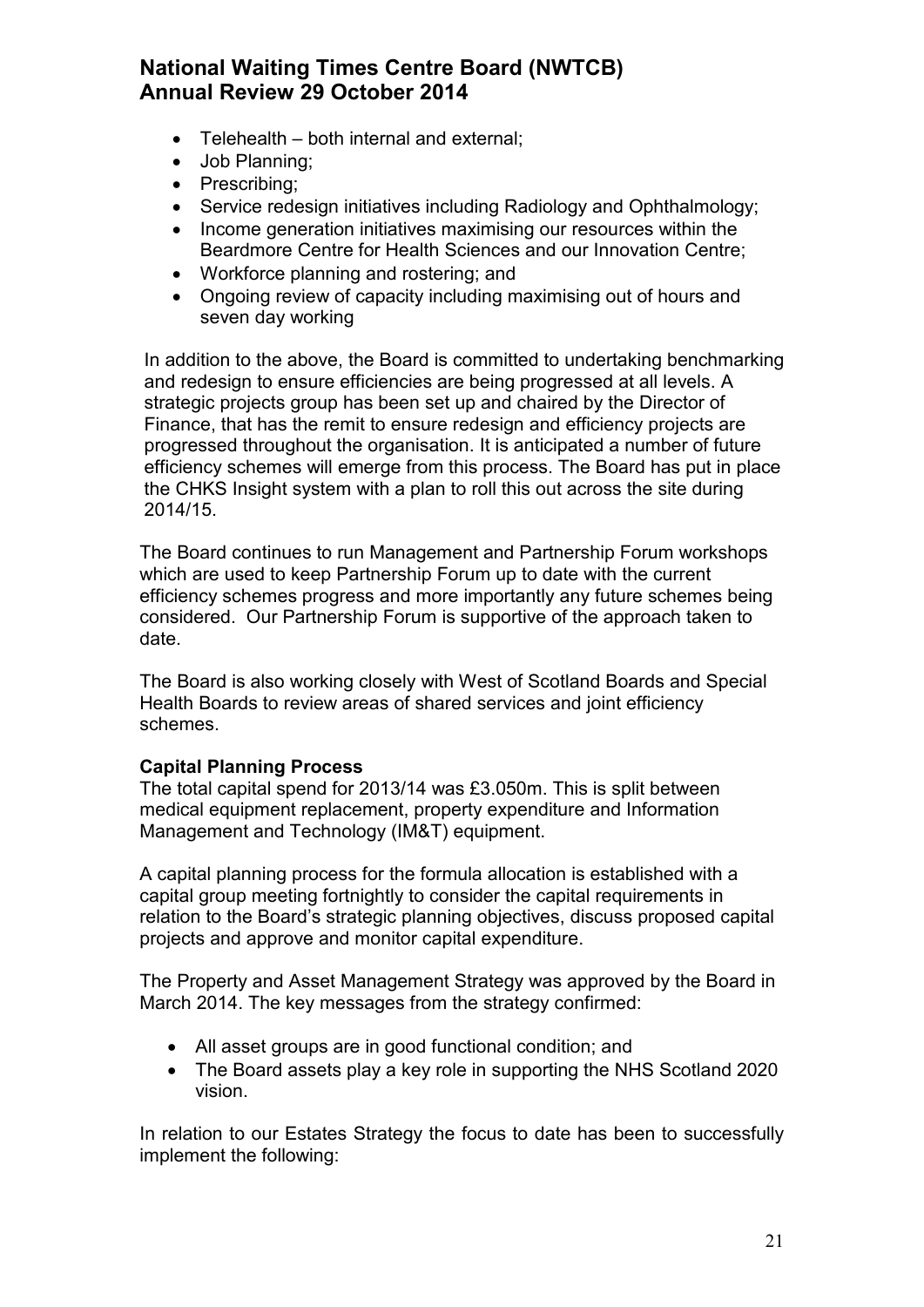- Telehealth – both internal and external;
- Job Planning;
- Prescribing;
- Service redesign initiatives including Radiology and Ophthalmology;
- Income generation initiatives maximising our resources within the Beardmore Centre for Health Sciences and our Innovation Centre;
- Workforce planning and rostering; and
- Ongoing review of capacity including maximising out of hours and seven day working

In addition to the above, the Board is committed to undertaking benchmarking and redesign to ensure efficiencies are being progressed at all levels. A strategic projects group has been set up and chaired by the Director of Finance, that has the remit to ensure redesign and efficiency projects are progressed throughout the organisation. It is anticipated a number of future efficiency schemes will emerge from this process. The Board has put in place the CHKS Insight system with a plan to roll this out across the site during 2014/15.

The Board continues to run Management and Partnership Forum workshops which are used to keep Partnership Forum up to date with the current efficiency schemes progress and more importantly any future schemes being considered. Our Partnership Forum is supportive of the approach taken to date.

The Board is also working closely with West of Scotland Boards and Special Health Boards to review areas of shared services and joint efficiency schemes.

**Capital Planning Process**

The total capital spend for 2013/14 was £3.050m. This is split between medical equipment replacement, property expenditure and Information Management and Technology (IM&T) equipment.

A capital planning process for the formula allocation is established with a capital group meeting fortnightly to consider the capital requirements in relation to the Board's strategic planning objectives, discuss proposed capital projects and approve and monitor capital expenditure.

The Property and Asset Management Strategy was approved by the Board in March 2014. The key messages from the strategy confirmed:

- All asset groups are in good functional condition; and
- The Board assets play a key role in supporting the NHS Scotland 2020 vision.

In relation to our Estates Strategy the focus to date has been to successfully implement the following: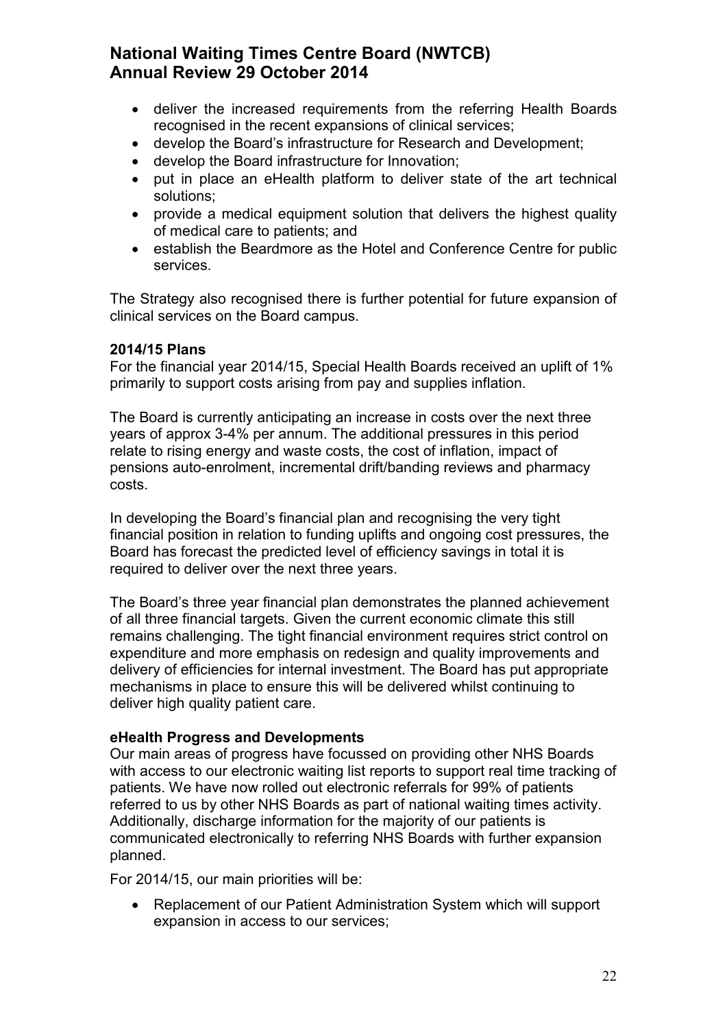- deliver the increased requirements from the referring Health Boards recognised in the recent expansions of clinical services;
- develop the Board's infrastructure for Research and Development;
- develop the Board infrastructure for Innovation;
- put in place an eHealth platform to deliver state of the art technical solutions;
- provide a medical equipment solution that delivers the highest quality of medical care to patients; and
- establish the Beardmore as the Hotel and Conference Centre for public services.

The Strategy also recognised there is further potential for future expansion of clinical services on the Board campus.

**2014/15 Plans**

For the financial year 2014/15, Special Health Boards received an uplift of 1% primarily to support costs arising from pay and supplies inflation.

The Board is currently anticipating an increase in costs over the next three years of approx 3-4% per annum. The additional pressures in this period relate to rising energy and waste costs, the cost of inflation, impact of pensions auto-enrolment, incremental drift/banding reviews and pharmacy costs.

In developing the Board's financial plan and recognising the very tight financial position in relation to funding uplifts and ongoing cost pressures, the Board has forecast the predicted level of efficiency savings in total it is required to deliver over the next three years.

The Board's three year financial plan demonstrates the planned achievement of all three financial targets. Given the current economic climate this still remains challenging. The tight financial environment requires strict control on expenditure and more emphasis on redesign and quality improvements and delivery of efficiencies for internal investment. The Board has put appropriate mechanisms in place to ensure this will be delivered whilst continuing to deliver high quality patient care.

**eHealth Progress and Developments**

Our main areas of progress have focussed on providing other NHS Boards with access to our electronic waiting list reports to support real time tracking of patients. We have now rolled out electronic referrals for 99% of patients referred to us by other NHS Boards as part of national waiting times activity. Additionally, discharge information for the majority of our patients is communicated electronically to referring NHS Boards with further expansion planned.

For 2014/15, our main priorities will be:

- Replacement of our Patient Administration System which will support expansion in access to our services;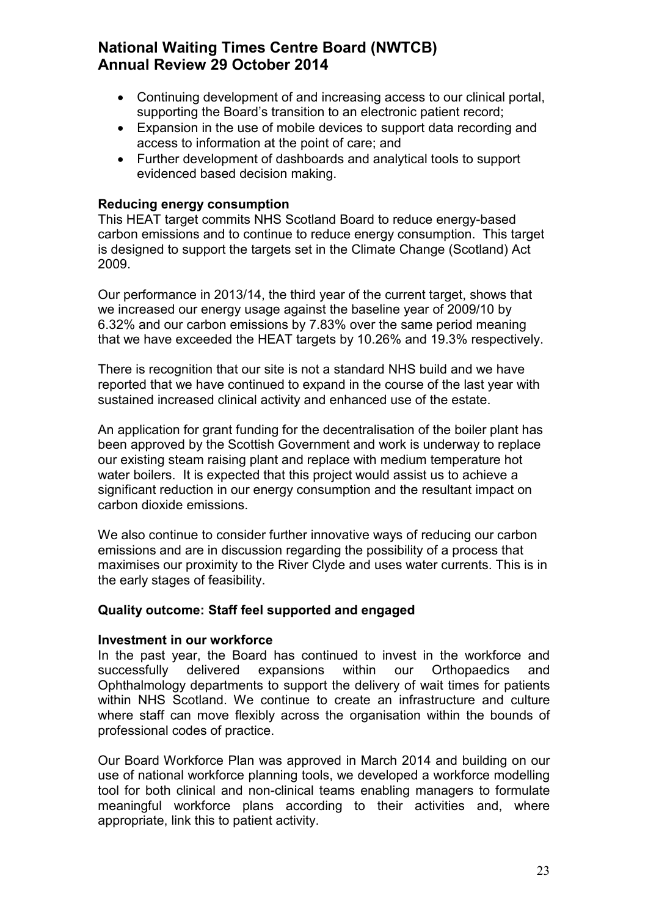- Continuing development of and increasing access to our clinical portal, supporting the Board's transition to an electronic patient record;
- Expansion in the use of mobile devices to support data recording and access to information at the point of care; and
- Further development of dashboards and analytical tools to support evidenced based decision making.

**Reducing energy consumption**

This HEAT target commits NHS Scotland Board to reduce energy-based carbon emissions and to continue to reduce energy consumption. This target is designed to support the targets set in the Climate Change (Scotland) Act 2009.

Our performance in 2013/14, the third year of the current target, shows that we increased our energy usage against the baseline year of 2009/10 by 6.32% and our carbon emissions by 7.83% over the same period meaning that we have exceeded the HEAT targets by 10.26% and 19.3% respectively.

There is recognition that our site is not a standard NHS build and we have reported that we have continued to expand in the course of the last year with sustained increased clinical activity and enhanced use of the estate.

An application for grant funding for the decentralisation of the boiler plant has been approved by the Scottish Government and work is underway to replace our existing steam raising plant and replace with medium temperature hot water boilers. It is expected that this project would assist us to achieve a significant reduction in our energy consumption and the resultant impact on carbon dioxide emissions.

We also continue to consider further innovative ways of reducing our carbon emissions and are in discussion regarding the possibility of a process that maximises our proximity to the River Clyde and uses water currents. This is in the early stages of feasibility.

### Quality outcome: Staff feel supported and engaged

**Investment in our workforce**

In the past year, the Board has continued to invest in the workforce and successfully delivered expansions within our Orthopaedics and Ophthalmology departments to support the delivery of wait times for patients within NHS Scotland. We continue to create an infrastructure and culture where staff can move flexibly across the organisation within the bounds of professional codes of practice.

Our Board Workforce Plan was approved in March 2014 and building on our use of national workforce planning tools, we developed a workforce modelling tool for both clinical and non-clinical teams enabling managers to formulate meaningful workforce plans according to their activities and, where appropriate, link this to patient activity.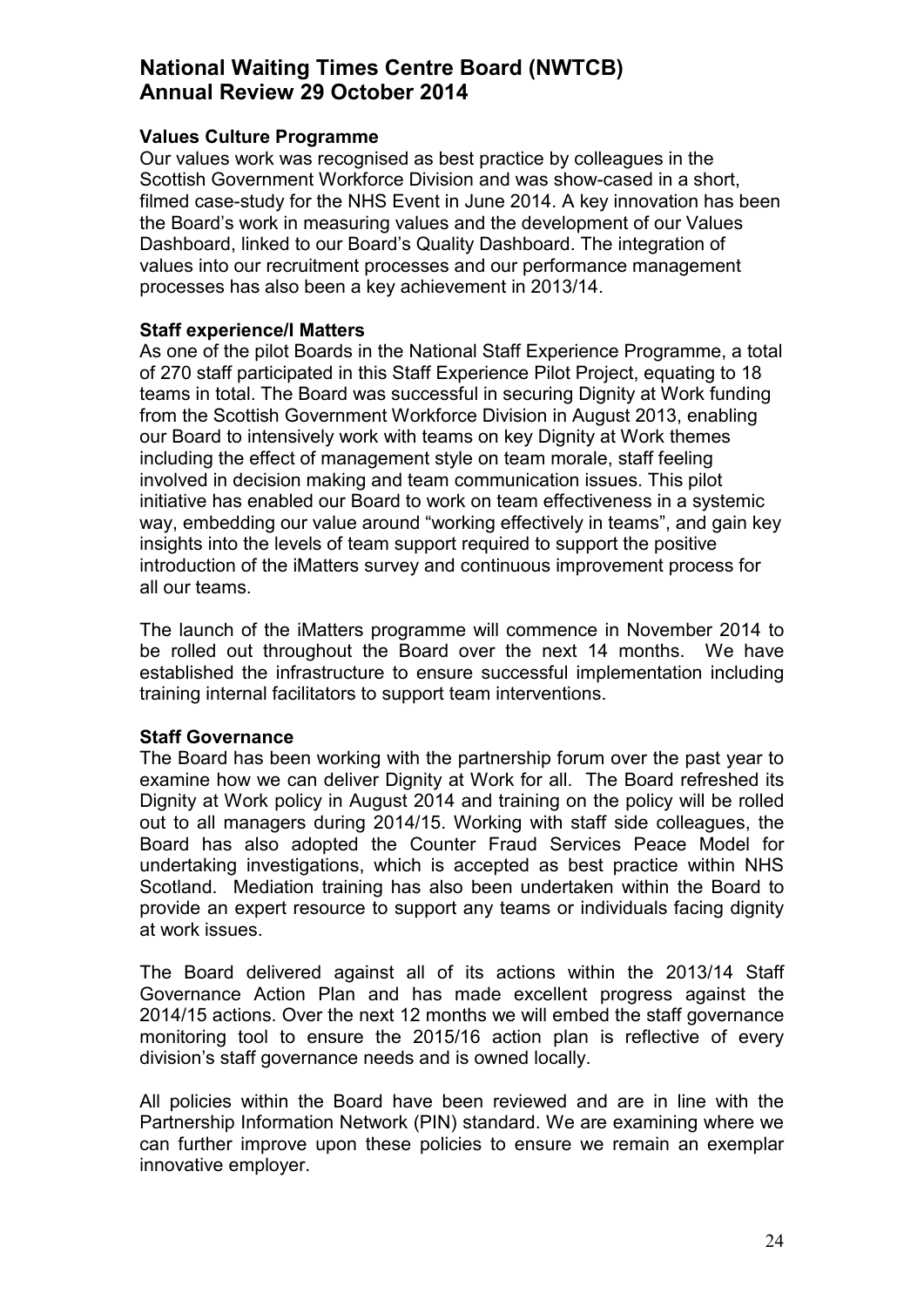# National Waiting Times Centre Board (NWTCB)
# Annual Review 29 October 2014

**Values Culture Programme**

Our values work was recognised as best practice by colleagues in the Scottish Government Workforce Division and was show-cased in a short, filmed case-study for the NHS Event in June 2014. A key innovation has been the Board's work in measuring values and the development of our Values Dashboard, linked to our Board's Quality Dashboard. The integration of values into our recruitment processes and our performance management processes has also been a key achievement in 2013/14.

**Staff experience/I Matters**

As one of the pilot Boards in the National Staff Experience Programme, a total of 270 staff participated in this Staff Experience Pilot Project, equating to 18 teams in total. The Board was successful in securing Dignity at Work funding from the Scottish Government Workforce Division in August 2013, enabling our Board to intensively work with teams on key Dignity at Work themes including the effect of management style on team morale, staff feeling involved in decision making and team communication issues. This pilot initiative has enabled our Board to work on team effectiveness in a systemic way, embedding our value around "working effectively in teams", and gain key insights into the levels of team support required to support the positive introduction of the iMatters survey and continuous improvement process for all our teams.

The launch of the iMatters programme will commence in November 2014 to be rolled out throughout the Board over the next 14 months. We have established the infrastructure to ensure successful implementation including training internal facilitators to support team interventions.

**Staff Governance**

The Board has been working with the partnership forum over the past year to examine how we can deliver Dignity at Work for all. The Board refreshed its Dignity at Work policy in August 2014 and training on the policy will be rolled out to all managers during 2014/15. Working with staff side colleagues, the Board has also adopted the Counter Fraud Services Peace Model for undertaking investigations, which is accepted as best practice within NHS Scotland. Mediation training has also been undertaken within the Board to provide an expert resource to support any teams or individuals facing dignity at work issues.

The Board delivered against all of its actions within the 2013/14 Staff Governance Action Plan and has made excellent progress against the 2014/15 actions. Over the next 12 months we will embed the staff governance monitoring tool to ensure the 2015/16 action plan is reflective of every division's staff governance needs and is owned locally.

All policies within the Board have been reviewed and are in line with the Partnership Information Network (PIN) standard. We are examining where we can further improve upon these policies to ensure we remain an exemplar innovative employer.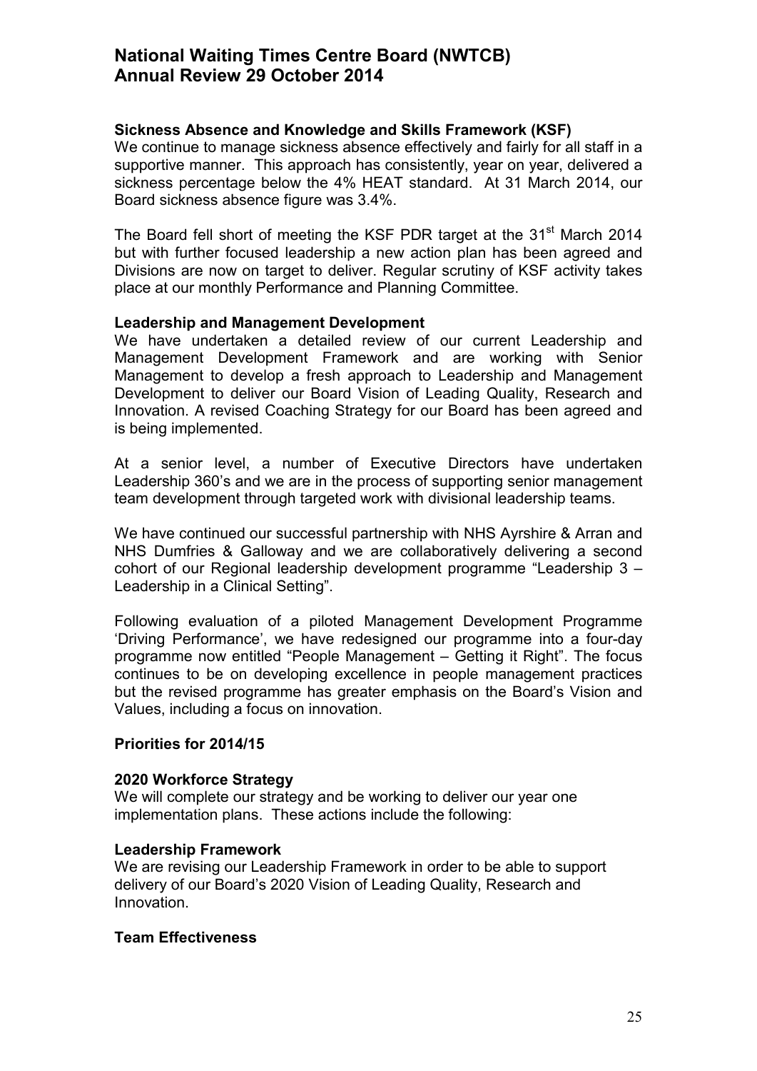### Sickness Absence and Knowledge and Skills Framework (KSF)

We continue to manage sickness absence effectively and fairly for all staff in a supportive manner. This approach has consistently, year on year, delivered a sickness percentage below the 4% HEAT standard. At 31 March 2014, our Board sickness absence figure was 3.4%.

The Board fell short of meeting the KSF PDR target at the 31st March 2014 but with further focused leadership a new action plan has been agreed and Divisions are now on target to deliver. Regular scrutiny of KSF activity takes place at our monthly Performance and Planning Committee.

### Leadership and Management Development

We have undertaken a detailed review of our current Leadership and Management Development Framework and are working with Senior Management to develop a fresh approach to Leadership and Management Development to deliver our Board Vision of Leading Quality, Research and Innovation. A revised Coaching Strategy for our Board has been agreed and is being implemented.

At a senior level, a number of Executive Directors have undertaken Leadership 360's and we are in the process of supporting senior management team development through targeted work with divisional leadership teams.

We have continued our successful partnership with NHS Ayrshire & Arran and NHS Dumfries & Galloway and we are collaboratively delivering a second cohort of our Regional leadership development programme "Leadership 3 – Leadership in a Clinical Setting".

Following evaluation of a piloted Management Development Programme 'Driving Performance', we have redesigned our programme into a four-day programme now entitled "People Management – Getting it Right". The focus continues to be on developing excellence in people management practices but the revised programme has greater emphasis on the Board's Vision and Values, including a focus on innovation.

## Priorities for 2014/15

### 2020 Workforce Strategy

We will complete our strategy and be working to deliver our year one implementation plans. These actions include the following:

### Leadership Framework

We are revising our Leadership Framework in order to be able to support delivery of our Board's 2020 Vision of Leading Quality, Research and Innovation.

### Team Effectiveness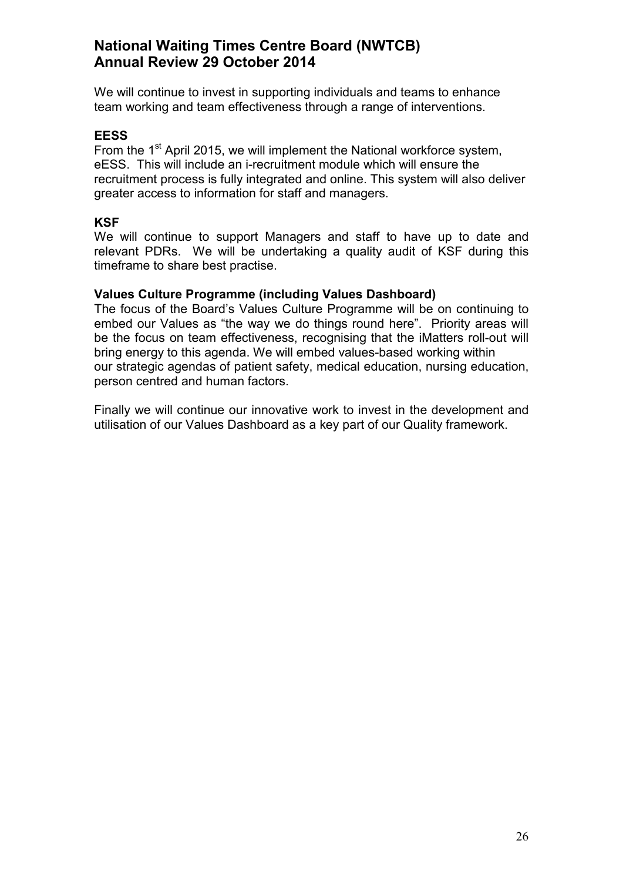We will continue to invest in supporting individuals and teams to enhance team working and team effectiveness through a range of interventions.

**EESS**

From the 1st April 2015, we will implement the National workforce system, eESS. This will include an i-recruitment module which will ensure the recruitment process is fully integrated and online. This system will also deliver greater access to information for staff and managers.

**KSF**

We will continue to support Managers and staff to have up to date and relevant PDRs. We will be undertaking a quality audit of KSF during this timeframe to share best practise.

**Values Culture Programme (including Values Dashboard)**

The focus of the Board's Values Culture Programme will be on continuing to embed our Values as "the way we do things round here". Priority areas will be the focus on team effectiveness, recognising that the iMatters roll-out will bring energy to this agenda. We will embed values-based working within our strategic agendas of patient safety, medical education, nursing education, person centred and human factors.

Finally we will continue our innovative work to invest in the development and utilisation of our Values Dashboard as a key part of our Quality framework.